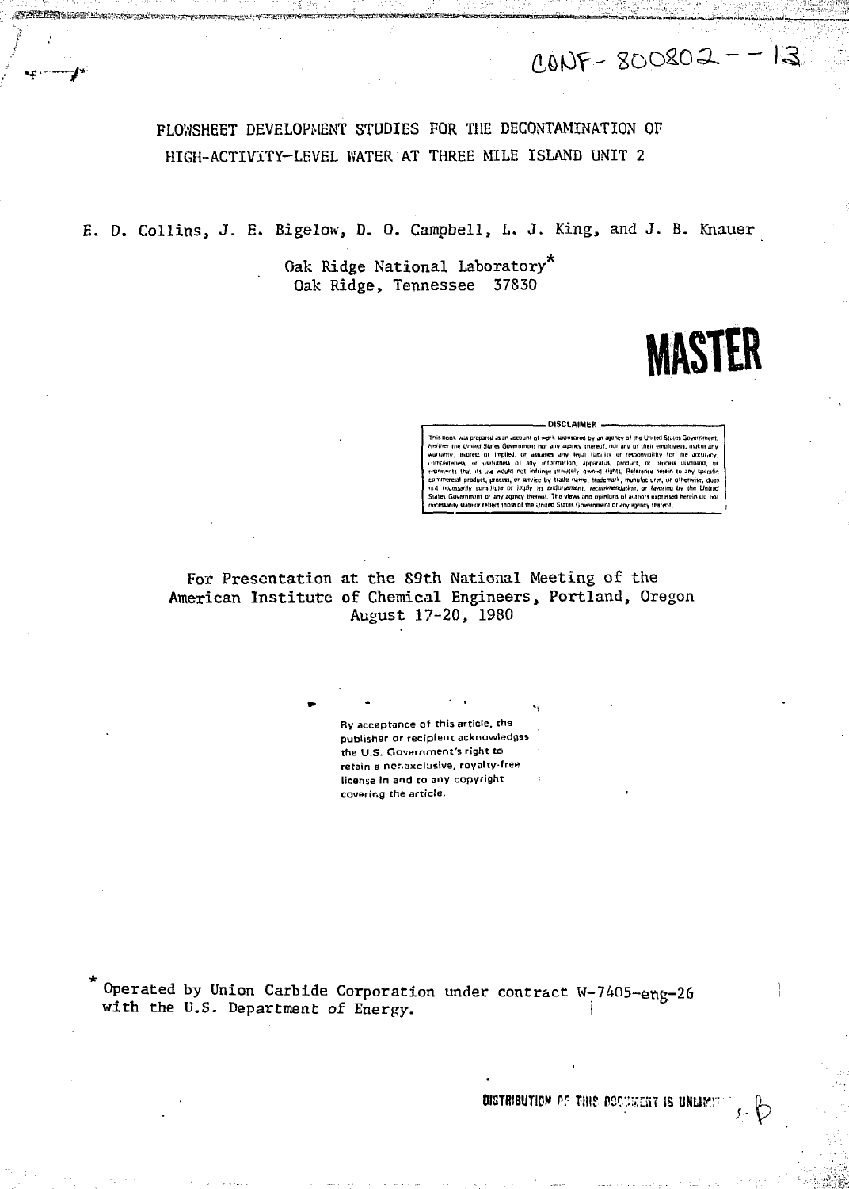CONF-800802--13

# FLOWSHEET DEVELOPMENT STUDIES FOR THE DECONTAMINATION OF HIGH-ACTIVITY-LEVEL WATER AT THREE MILE ISLAND UNIT 2

E. D. Collins, J. E. Bigelow, D. O. Campbell, L. J. King, and J. B. Knauer

Oak Ridge National Laboratory*
Oak Ridge, Tennessee 37830

**MASTER**

DISCLAIMER

This book was prepared as an account of work sponsored by an agency of the United States Government. Neither the United States Government nor any agency thereof, nor any of their employees, makes any warranty, express or implied, or assumes any legal liability or responsibility for the accuracy, completeness, or usefulness of any information, apparatus, product, or process disclosed, or represents that its use would not infringe privately owned rights. Reference herein to any specific commercial product, process, or service by trade name, trademark, manufacturer, or otherwise, does not necessarily constitute or imply its endorsement, recommendation, or favoring by the United States Government or any agency thereof. The views and opinions of authors expressed herein do not necessarily state or reflect those of the United States Government or any agency thereof.

For Presentation at the 89th National Meeting of the American Institute of Chemical Engineers, Portland, Oregon August 17-20, 1980

By acceptance of this article, the publisher or recipient acknowledges the U.S. Government's right to retain a nonexclusive, royalty-free license in and to any copyright covering the article.

\* Operated by Union Carbide Corporation under contract W-7405-eng-26 with the U.S. Department of Energy.

DISTRIBUTION OF THIS DOCUMENT IS UNLIMITED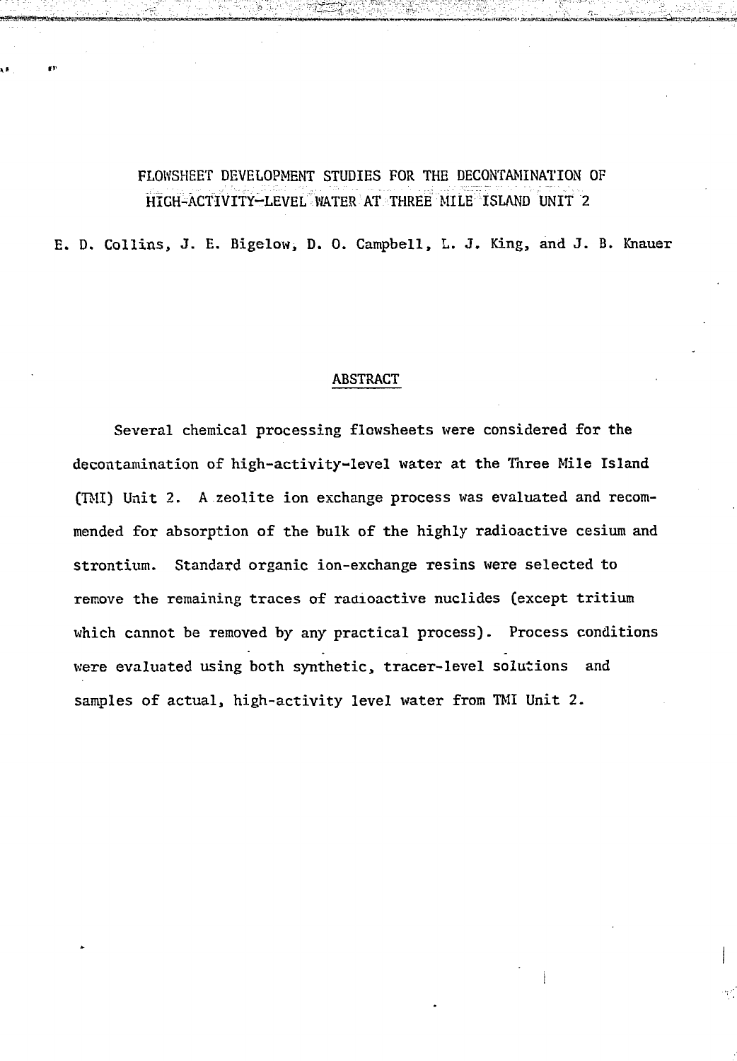# FLOWSHEET DEVELOPMENT STUDIES FOR THE DECONTAMINATION OF HIGH-ACTIVITY-LEVEL WATER AT THREE MILE ISLAND UNIT 2

E. D. Collins, J. E. Bigelow, D. O. Campbell, L. J. King, and J. B. Knauer

## ABSTRACT

Several chemical processing flowsheets were considered for the decontamination of high-activity-level water at the Three Mile Island (TMI) Unit 2. A zeolite ion exchange process was evaluated and recommended for absorption of the bulk of the highly radioactive cesium and strontium. Standard organic ion-exchange resins were selected to remove the remaining traces of radioactive nuclides (except tritium which cannot be removed by any practical process). Process conditions were evaluated using both synthetic, tracer-level solutions and samples of actual, high-activity level water from TMI Unit 2.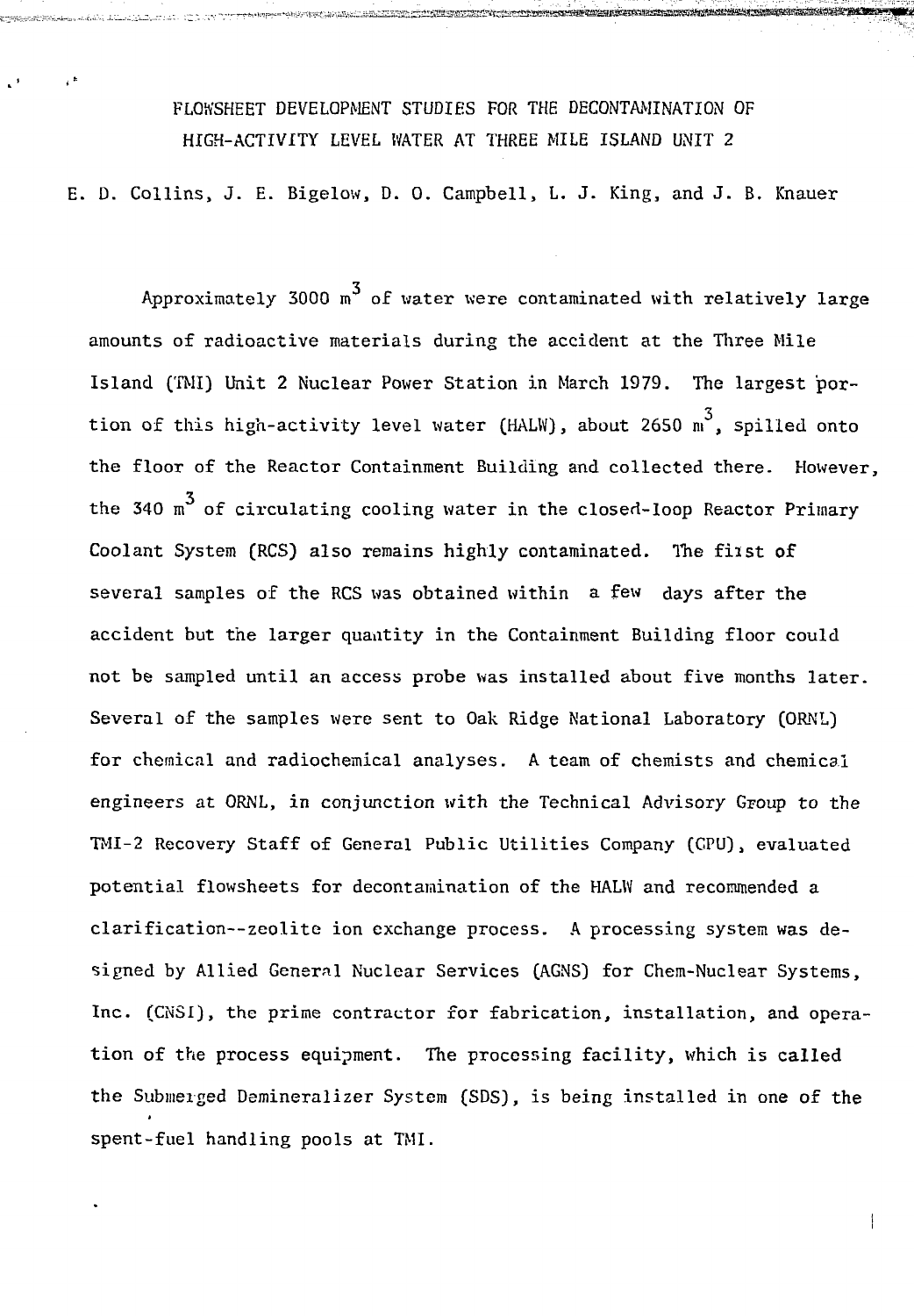# FLOWSHEET DEVELOPMENT STUDIES FOR THE DECONTAMINATION OF HIGH-ACTIVITY LEVEL WATER AT THREE MILE ISLAND UNIT 2

E. D. Collins, J. E. Bigelow, D. O. Campbell, L. J. King, and J. B. Knauer

Approximately 3000 $m^3$ of water were contaminated with relatively large amounts of radioactive materials during the accident at the Three Mile Island (TMI) Unit 2 Nuclear Power Station in March 1979. The largest portion of this high-activity level water (HALW), about 2650 $m^3$, spilled onto the floor of the Reactor Containment Building and collected there. However, the 340 $m^3$ of circulating cooling water in the closed-loop Reactor Primary Coolant System (RCS) also remains highly contaminated. The first of several samples of the RCS was obtained within a few days after the accident but the larger quantity in the Containment Building floor could not be sampled until an access probe was installed about five months later. Several of the samples were sent to Oak Ridge National Laboratory (ORNL) for chemical and radiochemical analyses. A team of chemists and chemical engineers at ORNL, in conjunction with the Technical Advisory Group to the TMI-2 Recovery Staff of General Public Utilities Company (GPU), evaluated potential flowsheets for decontamination of the HALW and recommended a clarification--zeolite ion exchange process. A processing system was designed by Allied General Nuclear Services (AGNS) for Chem-Nuclear Systems, Inc. (CNSI), the prime contractor for fabrication, installation, and operation of the process equipment. The processing facility, which is called the Submerged Demineralizer System (SDS), is being installed in one of the spent-fuel handling pools at TMI.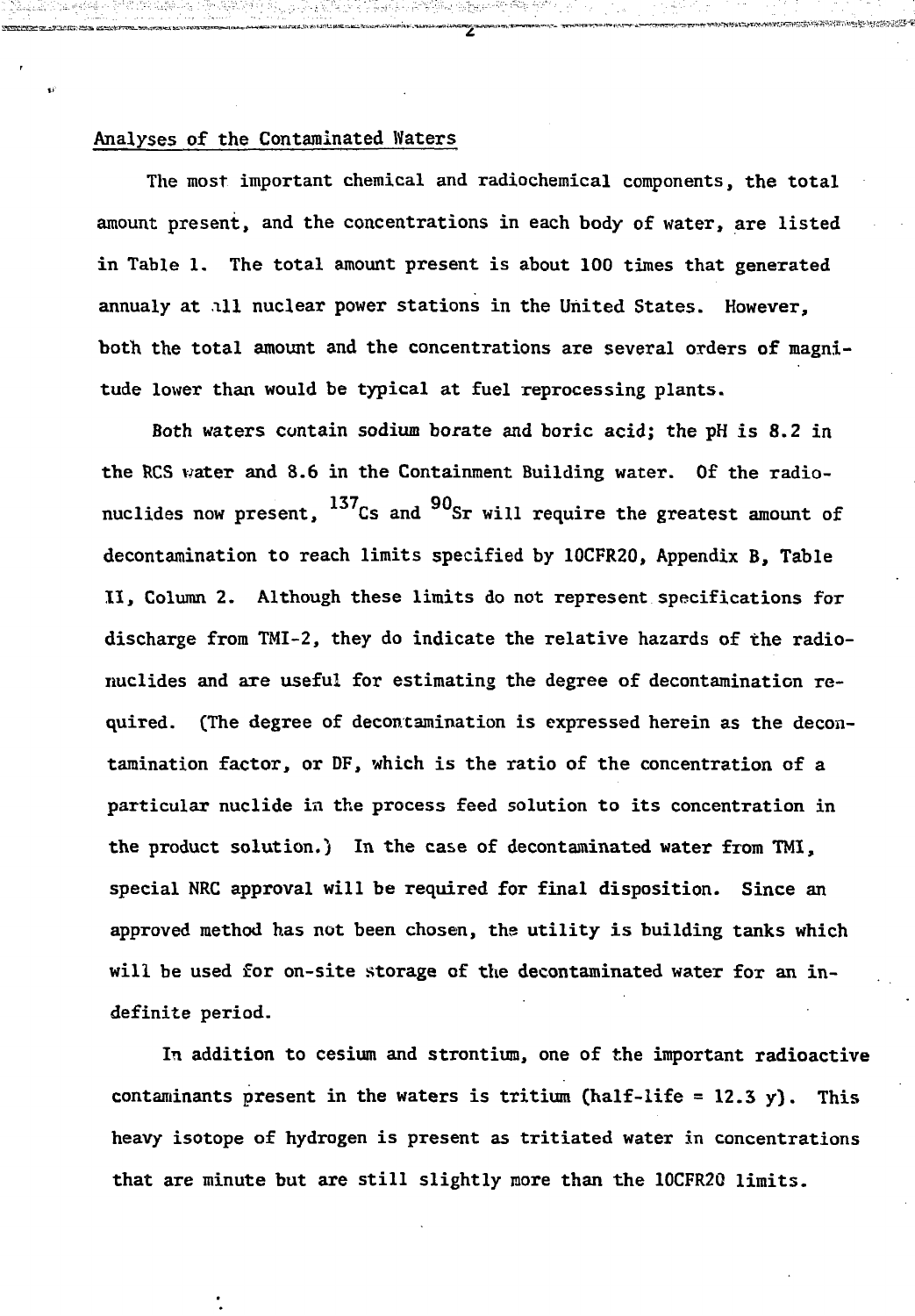## Analyses of the Contaminated Waters

The most important chemical and radiochemical components, the total amount present, and the concentrations in each body of water, are listed in Table 1. The total amount present is about 100 times that generated annualy at all nuclear power stations in the United States. However, both the total amount and the concentrations are several orders of magnitude lower than would be typical at fuel reprocessing plants.

Both waters contain sodium borate and boric acid; the pH is 8.2 in the RCS water and 8.6 in the Containment Building water. Of the radionuclides now present, $^{137}Cs$ and $^{90}Sr$ will require the greatest amount of decontamination to reach limits specified by 10CFR20, Appendix B, Table II, Column 2. Although these limits do not represent specifications for discharge from TMI-2, they do indicate the relative hazards of the radionuclides and are useful for estimating the degree of decontamination required. (The degree of decontamination is expressed herein as the decontamination factor, or DF, which is the ratio of the concentration of a particular nuclide in the process feed solution to its concentration in the product solution.) In the case of decontaminated water from TMI, special NRC approval will be required for final disposition. Since an approved method has not been chosen, the utility is building tanks which will be used for on-site storage of the decontaminated water for an indefinite period.

In addition to cesium and strontium, one of the important radioactive contaminants present in the waters is tritium (half-life = 12.3 y). This heavy isotope of hydrogen is present as tritiated water in concentrations that are minute but are still slightly more than the 10CFR20 limits.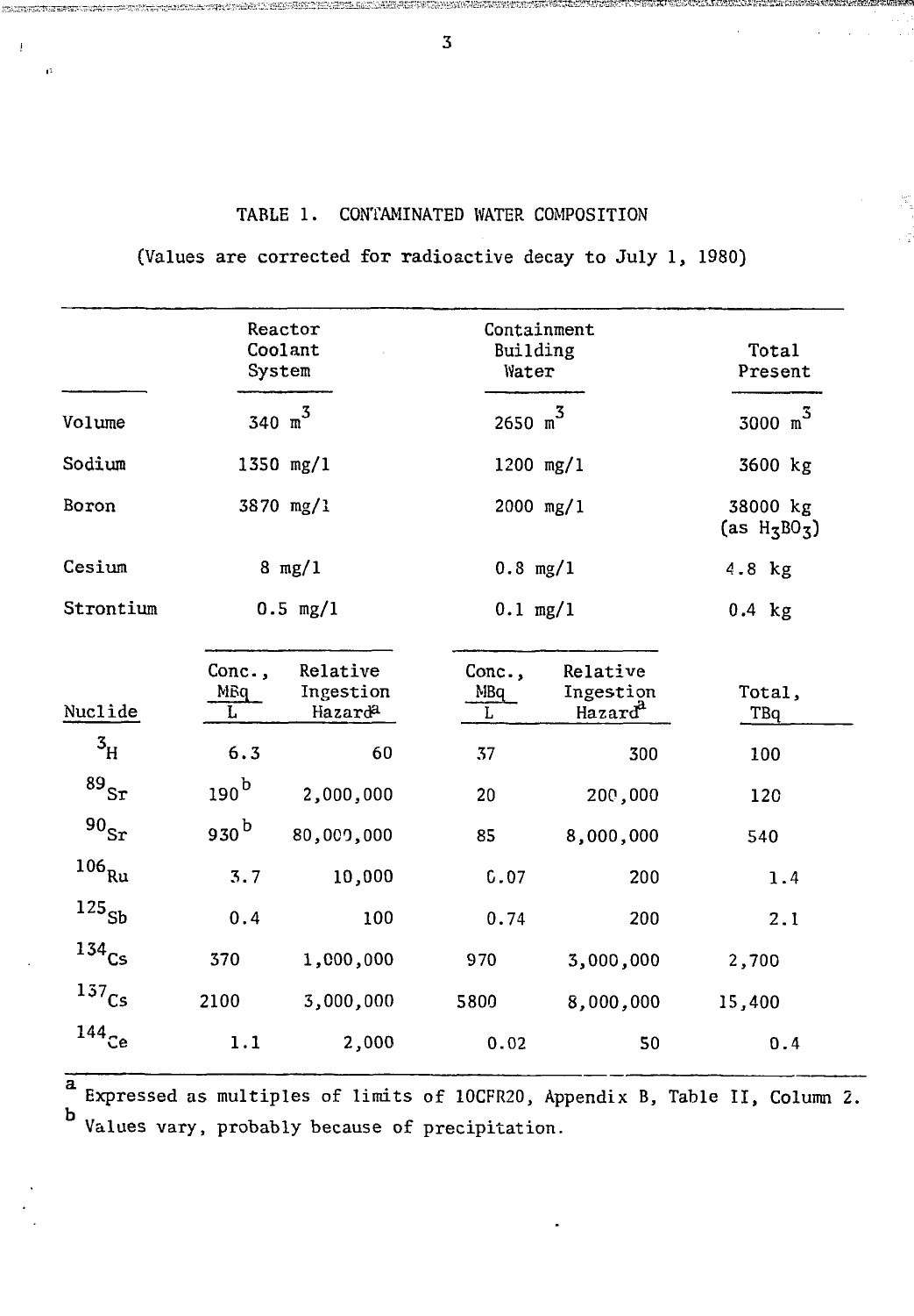# TABLE 1. CONTAMINATED WATER COMPOSITION

(Values are corrected for radioactive decay to July 1, 1980)

| | Reactor Coolant System | | Containment Building Water | | Total Present |
|---|---|---|---|---|---|
| Volume | $340\ m^3$ | | $2650\ m^3$ | | $3000\ m^3$ |
| Sodium | 1350 mg/l | | 1200 mg/l | | 3600 kg |
| Boron | 3870 mg/l | | 2000 mg/l | | 38000 kg (as $H_3BO_3$) |
| Cesium | 8 mg/l | | 0.8 mg/l | | 4.8 kg |
| Strontium | 0.5 mg/l | | 0.1 mg/l | | 0.4 kg |
| **Nuclide** | **Conc., MBq/L** | **Relative Ingestion Hazard[a]** | **Conc., MBq/L** | **Relative Ingestion Hazard[a]** | **Total, TBq** |
| $^{3}H$ | 6.3 | 60 | 37 | 300 | 100 |
| $^{89}Sr$ | 190[b] | 2,000,000 | 20 | 200,000 | 120 |
| $^{90}Sr$ | 930[b] | 80,000,000 | 85 | 8,000,000 | 540 |
| $^{106}Ru$ | 3.7 | 10,000 | 0.07 | 200 | 1.4 |
| $^{125}Sb$ | 0.4 | 100 | 0.74 | 200 | 2.1 |
| $^{134}Cs$ | 370 | 1,000,000 | 970 | 3,000,000 | 2,700 |
| $^{137}Cs$ | 2100 | 3,000,000 | 5800 | 8,000,000 | 15,400 |
| $^{144}Ce$ | 1.1 | 2,000 | 0.02 | 50 | 0.4 |

[a] Expressed as multiples of limits of 10CFR20, Appendix B, Table II, Column 2.
[b] Values vary, probably because of precipitation.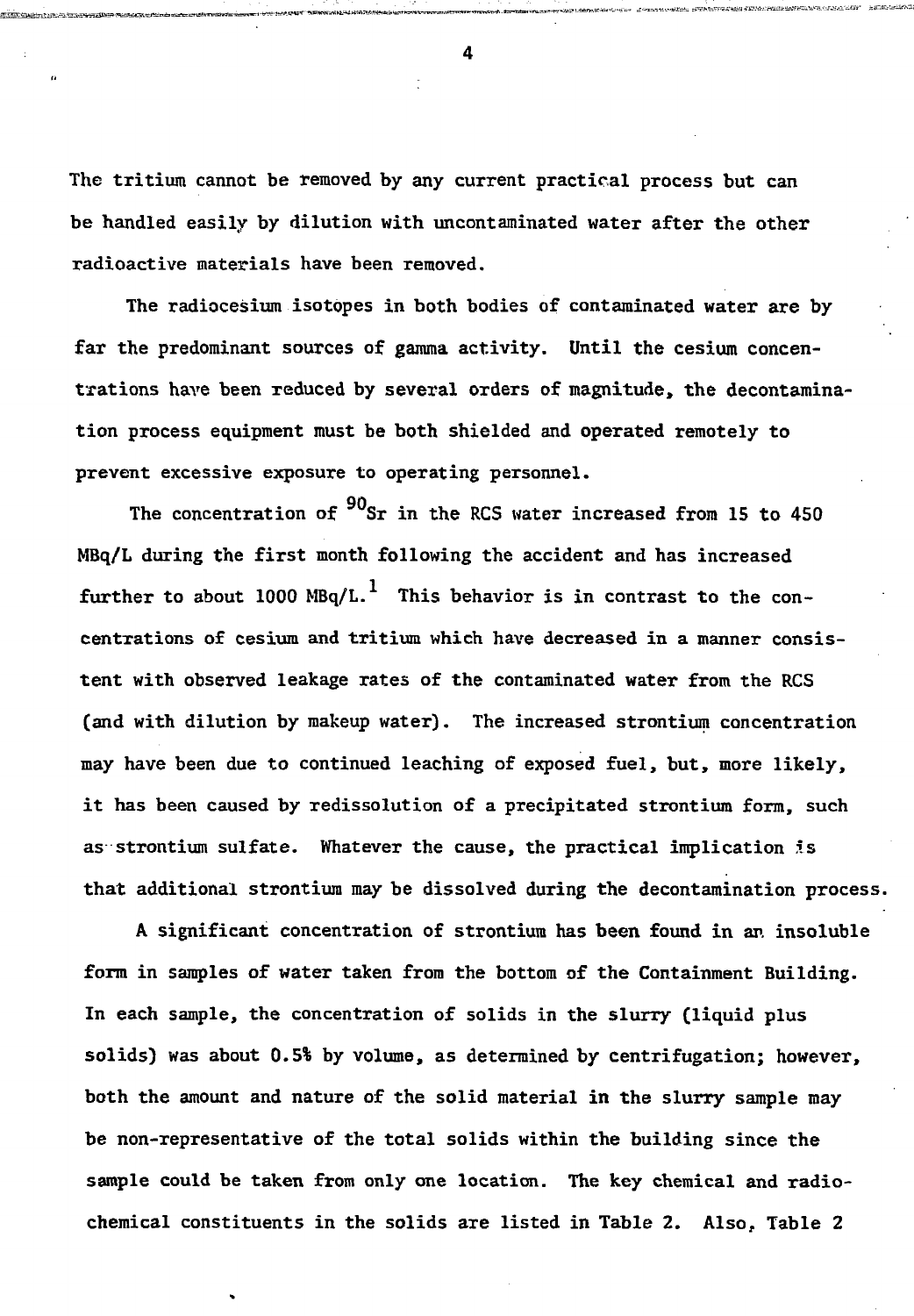The tritium cannot be removed by any current practical process but can be handled easily by dilution with uncontaminated water after the other radioactive materials have been removed.

The radiocesium isotopes in both bodies of contaminated water are by far the predominant sources of gamma activity. Until the cesium concentrations have been reduced by several orders of magnitude, the decontamination process equipment must be both shielded and operated remotely to prevent excessive exposure to operating personnel.

The concentration of $^{90}Sr$ in the RCS water increased from 15 to 450 MBq/L during the first month following the accident and has increased further to about 1000 MBq/L.[1] This behavior is in contrast to the concentrations of cesium and tritium which have decreased in a manner consistent with observed leakage rates of the contaminated water from the RCS (and with dilution by makeup water). The increased strontium concentration may have been due to continued leaching of exposed fuel, but, more likely, it has been caused by redissolution of a precipitated strontium form, such as strontium sulfate. Whatever the cause, the practical implication is that additional strontium may be dissolved during the decontamination process.

A significant concentration of strontium has been found in an insoluble form in samples of water taken from the bottom of the Containment Building. In each sample, the concentration of solids in the slurry (liquid plus solids) was about 0.5% by volume, as determined by centrifugation; however, both the amount and nature of the solid material in the slurry sample may be non-representative of the total solids within the building since the sample could be taken from only one location. The key chemical and radiochemical constituents in the solids are listed in Table 2. Also, Table 2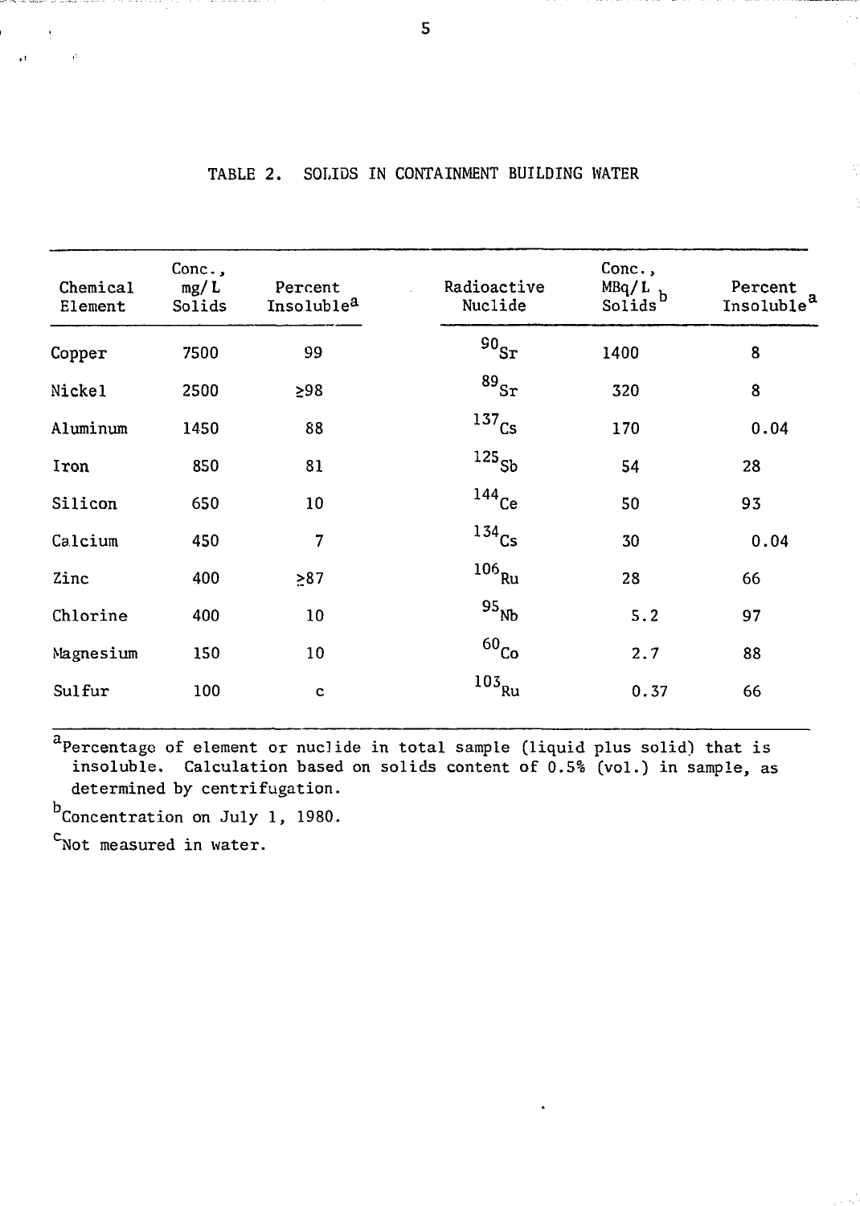TABLE 2. SOLIDS IN CONTAINMENT BUILDING WATER

| Chemical Element | Conc., mg/L Solids | Percent Insoluble[a] | Radioactive Nuclide | Conc., MBq/L Solids[b] | Percent Insoluble[a] |
|---|---|---|---|---|---|
| Copper | 7500 | 99 | $^{90}Sr$ | 1400 | 8 |
| Nickel | 2500 | ≥98 | $^{89}Sr$ | 320 | 8 |
| Aluminum | 1450 | 88 | $^{137}Cs$ | 170 | 0.04 |
| Iron | 850 | 81 | $^{125}Sb$ | 54 | 28 |
| Silicon | 650 | 10 | $^{144}Ce$ | 50 | 93 |
| Calcium | 450 | 7 | $^{134}Cs$ | 30 | 0.04 |
| Zinc | 400 | ≥87 | $^{106}Ru$ | 28 | 66 |
| Chlorine | 400 | 10 | $^{95}Nb$ | 5.2 | 97 |
| Magnesium | 150 | 10 | $^{60}Co$ | 2.7 | 88 |
| Sulfur | 100 | c | $^{103}Ru$ | 0.37 | 66 |

[a]Percentage of element or nuclide in total sample (liquid plus solid) that is insoluble. Calculation based on solids content of 0.5% (vol.) in sample, as determined by centrifugation.

[b]Concentration on July 1, 1980.

[c]Not measured in water.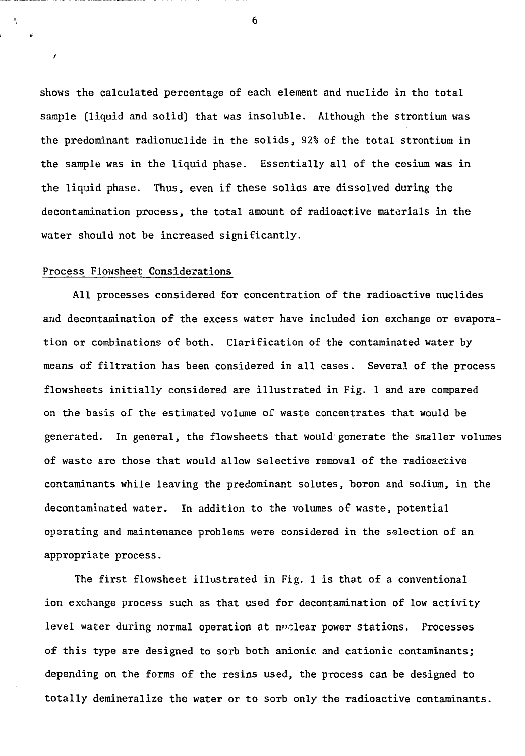shows the calculated percentage of each element and nuclide in the total sample (liquid and solid) that was insoluble. Although the strontium was the predominant radionuclide in the solids, 92% of the total strontium in the sample was in the liquid phase. Essentially all of the cesium was in the liquid phase. Thus, even if these solids are dissolved during the decontamination process, the total amount of radioactive materials in the water should not be increased significantly.

## Process Flowsheet Considerations

All processes considered for concentration of the radioactive nuclides and decontamination of the excess water have included ion exchange or evaporation or combinations of both. Clarification of the contaminated water by means of filtration has been considered in all cases. Several of the process flowsheets initially considered are illustrated in Fig. 1 and are compared on the basis of the estimated volume of waste concentrates that would be generated. In general, the flowsheets that would generate the smaller volumes of waste are those that would allow selective removal of the radioactive contaminants while leaving the predominant solutes, boron and sodium, in the decontaminated water. In addition to the volumes of waste, potential operating and maintenance problems were considered in the selection of an appropriate process.

The first flowsheet illustrated in Fig. 1 is that of a conventional ion exchange process such as that used for decontamination of low activity level water during normal operation at nuclear power stations. Processes of this type are designed to sorb both anionic and cationic contaminants; depending on the forms of the resins used, the process can be designed to totally demineralize the water or to sorb only the radioactive contaminants.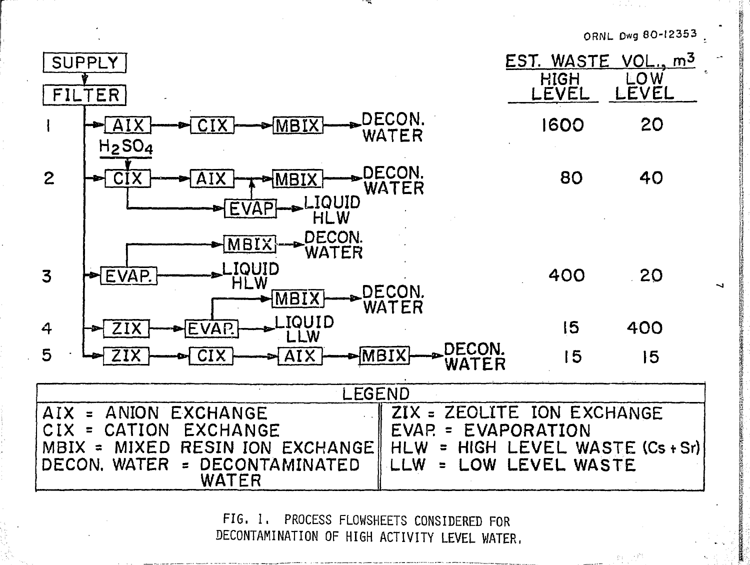ORNL Dwg 80-12353

SUPPLY → FILTER

| | Process | Est. Waste Vol., m³ High Level | Est. Waste Vol., m³ Low Level |
|---|---|---|---|
| 1 | AIX → CIX → MBIX → DECON. WATER | 1600 | 20 |
| 2 | $H_2SO_4$ → CIX → AIX → MBIX → DECON. WATER; CIX → EVAP → LIQUID HLW (EVAP → MBIX) | 80 | 40 |
| 3 | EVAP. → LIQUID HLW; EVAP. → MBIX → DECON. WATER | 400 | 20 |
| 4 | ZIX → EVAP. → LIQUID LLW; EVAP. → MBIX → DECON. WATER | 15 | 400 |
| 5 | ZIX → CIX → AIX → MBIX → DECON. WATER | 15 | 15 |

**LEGEND**

| | |
|---|---|
| AIX = ANION EXCHANGE | ZIX = ZEOLITE ION EXCHANGE |
| CIX = CATION EXCHANGE | EVAP. = EVAPORATION |
| MBIX = MIXED RESIN ION EXCHANGE | HLW = HIGH LEVEL WASTE (Cs + Sr) |
| DECON. WATER = DECONTAMINATED WATER | LLW = LOW LEVEL WASTE |

FIG. 1. PROCESS FLOWSHEETS CONSIDERED FOR DECONTAMINATION OF HIGH ACTIVITY LEVEL WATER.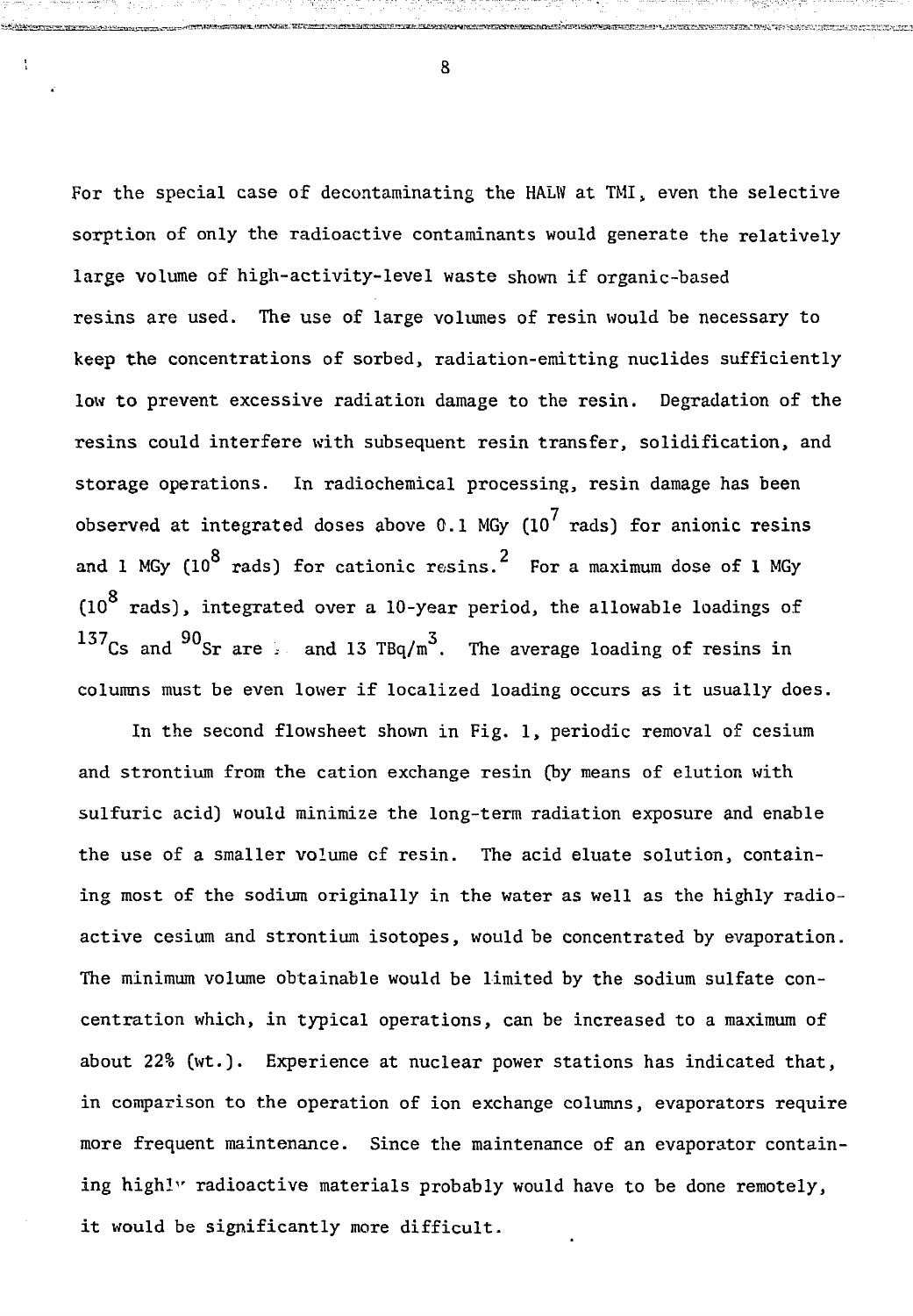For the special case of decontaminating the HALW at TMI, even the selective sorption of only the radioactive contaminants would generate the relatively large volume of high-activity-level waste shown if organic-based resins are used. The use of large volumes of resin would be necessary to keep the concentrations of sorbed, radiation-emitting nuclides sufficiently low to prevent excessive radiation damage to the resin. Degradation of the resins could interfere with subsequent resin transfer, solidification, and storage operations. In radiochemical processing, resin damage has been observed at integrated doses above 0.1 MGy ($10^7$ rads) for anionic resins and 1 MGy ($10^8$ rads) for cationic resins.[2] For a maximum dose of 1 MGy ($10^8$ rads), integrated over a 10-year period, the allowable loadings of $^{137}$Cs and $^{90}$Sr are , and 13 TBq/$m^3$. The average loading of resins in columns must be even lower if localized loading occurs as it usually does.

In the second flowsheet shown in Fig. 1, periodic removal of cesium and strontium from the cation exchange resin (by means of elution with sulfuric acid) would minimize the long-term radiation exposure and enable the use of a smaller volume of resin. The acid eluate solution, containing most of the sodium originally in the water as well as the highly radioactive cesium and strontium isotopes, would be concentrated by evaporation. The minimum volume obtainable would be limited by the sodium sulfate concentration which, in typical operations, can be increased to a maximum of about 22% (wt.). Experience at nuclear power stations has indicated that, in comparison to the operation of ion exchange columns, evaporators require more frequent maintenance. Since the maintenance of an evaporator containing highly radioactive materials probably would have to be done remotely, it would be significantly more difficult.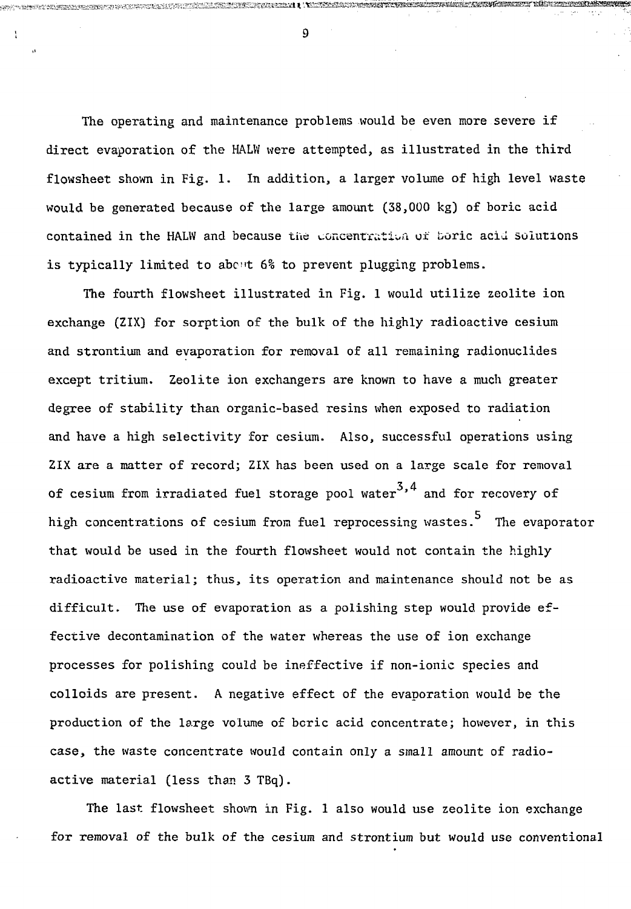The operating and maintenance problems would be even more severe if direct evaporation of the HALW were attempted, as illustrated in the third flowsheet shown in Fig. 1. In addition, a larger volume of high level waste would be generated because of the large amount (38,000 kg) of boric acid contained in the HALW and because the concentration of boric acid solutions is typically limited to about 6% to prevent plugging problems.

The fourth flowsheet illustrated in Fig. 1 would utilize zeolite ion exchange (ZIX) for sorption of the bulk of the highly radioactive cesium and strontium and evaporation for removal of all remaining radionuclides except tritium. Zeolite ion exchangers are known to have a much greater degree of stability than organic-based resins when exposed to radiation and have a high selectivity for cesium. Also, successful operations using ZIX are a matter of record; ZIX has been used on a large scale for removal of cesium from irradiated fuel storage pool water[3,4] and for recovery of high concentrations of cesium from fuel reprocessing wastes.[5] The evaporator that would be used in the fourth flowsheet would not contain the highly radioactive material; thus, its operation and maintenance should not be as difficult. The use of evaporation as a polishing step would provide effective decontamination of the water whereas the use of ion exchange processes for polishing could be ineffective if non-ionic species and colloids are present. A negative effect of the evaporation would be the production of the large volume of boric acid concentrate; however, in this case, the waste concentrate would contain only a small amount of radioactive material (less than 3 TBq).

The last flowsheet shown in Fig. 1 also would use zeolite ion exchange for removal of the bulk of the cesium and strontium but would use conventional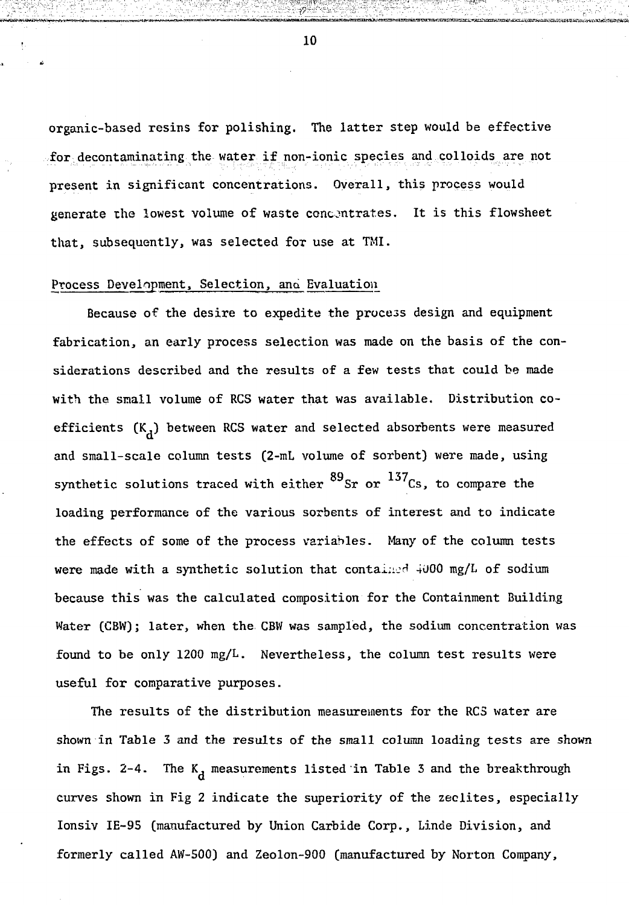organic-based resins for polishing. The latter step would be effective for decontaminating the water if non-ionic species and colloids are not present in significant concentrations. Overall, this process would generate the lowest volume of waste concentrates. It is this flowsheet that, subsequently, was selected for use at TMI.

## Process Development, Selection, and Evaluation

Because of the desire to expedite the process design and equipment fabrication, an early process selection was made on the basis of the considerations described and the results of a few tests that could be made with the small volume of RCS water that was available. Distribution coefficients ($K_d$) between RCS water and selected absorbents were measured and small-scale column tests (2-mL volume of sorbent) were made, using synthetic solutions traced with either $^{89}Sr$ or $^{137}Cs$, to compare the loading performance of the various sorbents of interest and to indicate the effects of some of the process variables. Many of the column tests were made with a synthetic solution that contained 4000 mg/L of sodium because this was the calculated composition for the Containment Building Water (CBW); later, when the CBW was sampled, the sodium concentration was found to be only 1200 mg/L. Nevertheless, the column test results were useful for comparative purposes.

The results of the distribution measurements for the RCS water are shown in Table 3 and the results of the small column loading tests are shown in Figs. 2-4. The $K_d$ measurements listed in Table 3 and the breakthrough curves shown in Fig 2 indicate the superiority of the zeolites, especially Ionsiv IE-95 (manufactured by Union Carbide Corp., Linde Division, and formerly called AW-500) and Zeolon-900 (manufactured by Norton Company,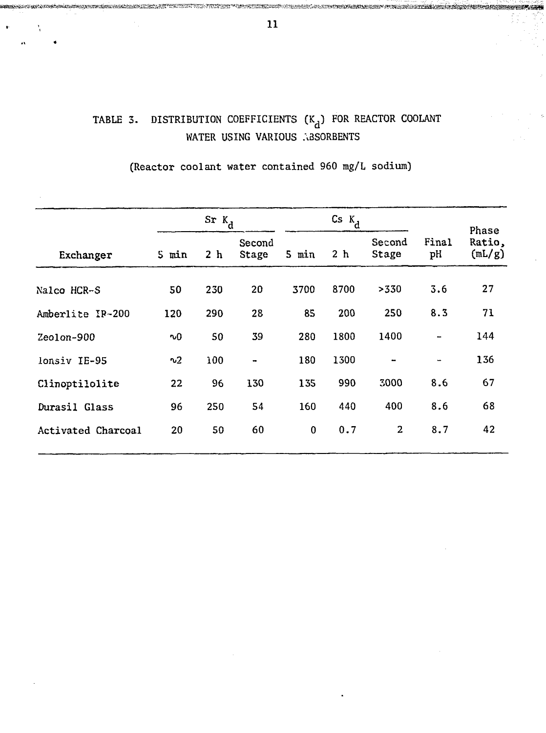TABLE 3. DISTRIBUTION COEFFICIENTS ($K_d$) FOR REACTOR COOLANT WATER USING VARIOUS ABSORBENTS

(Reactor coolant water contained 960 mg/L sodium)

| Exchanger | Sr $K_d$ | | | Cs $K_d$ | | | Final pH | Phase Ratio, (mL/g) |
|---|---|---|---|---|---|---|---|---|
| | 5 min | 2 h | Second Stage | 5 min | 2 h | Second Stage | | |
| Nalco HCR-S | 50 | 230 | 20 | 3700 | 8700 | >330 | 3.6 | 27 |
| Amberlite IR-200 | 120 | 290 | 28 | 85 | 200 | 250 | 8.3 | 71 |
| Zeolon-900 | ∿0 | 50 | 39 | 280 | 1800 | 1400 | - | 144 |
| Ionsiv IE-95 | ∿2 | 100 | - | 180 | 1300 | - | - | 136 |
| Clinoptilolite | 22 | 96 | 130 | 135 | 990 | 3000 | 8.6 | 67 |
| Durasil Glass | 96 | 250 | 54 | 160 | 440 | 400 | 8.6 | 68 |
| Activated Charcoal | 20 | 50 | 60 | 0 | 0.7 | 2 | 8.7 | 42 |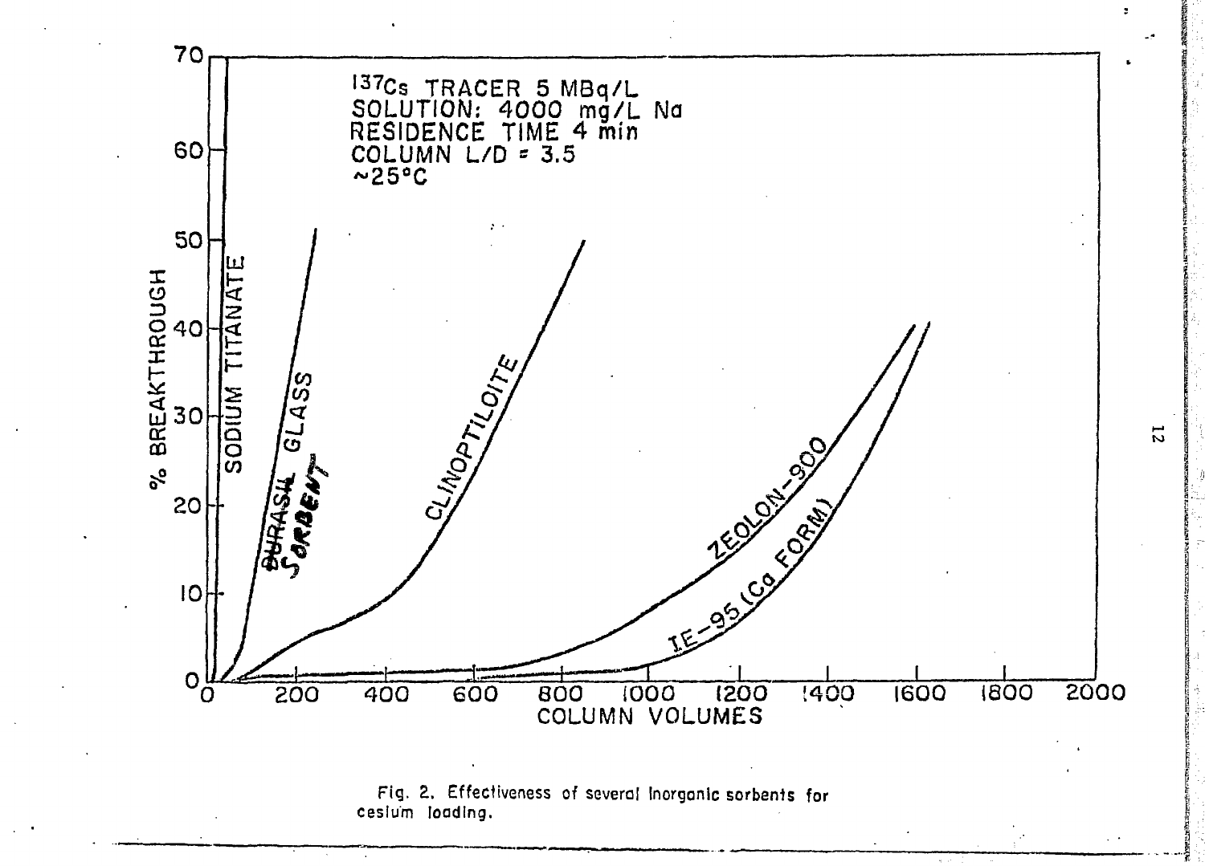Fig. 2. Effectiveness of several inorganic sorbents for cesium loading.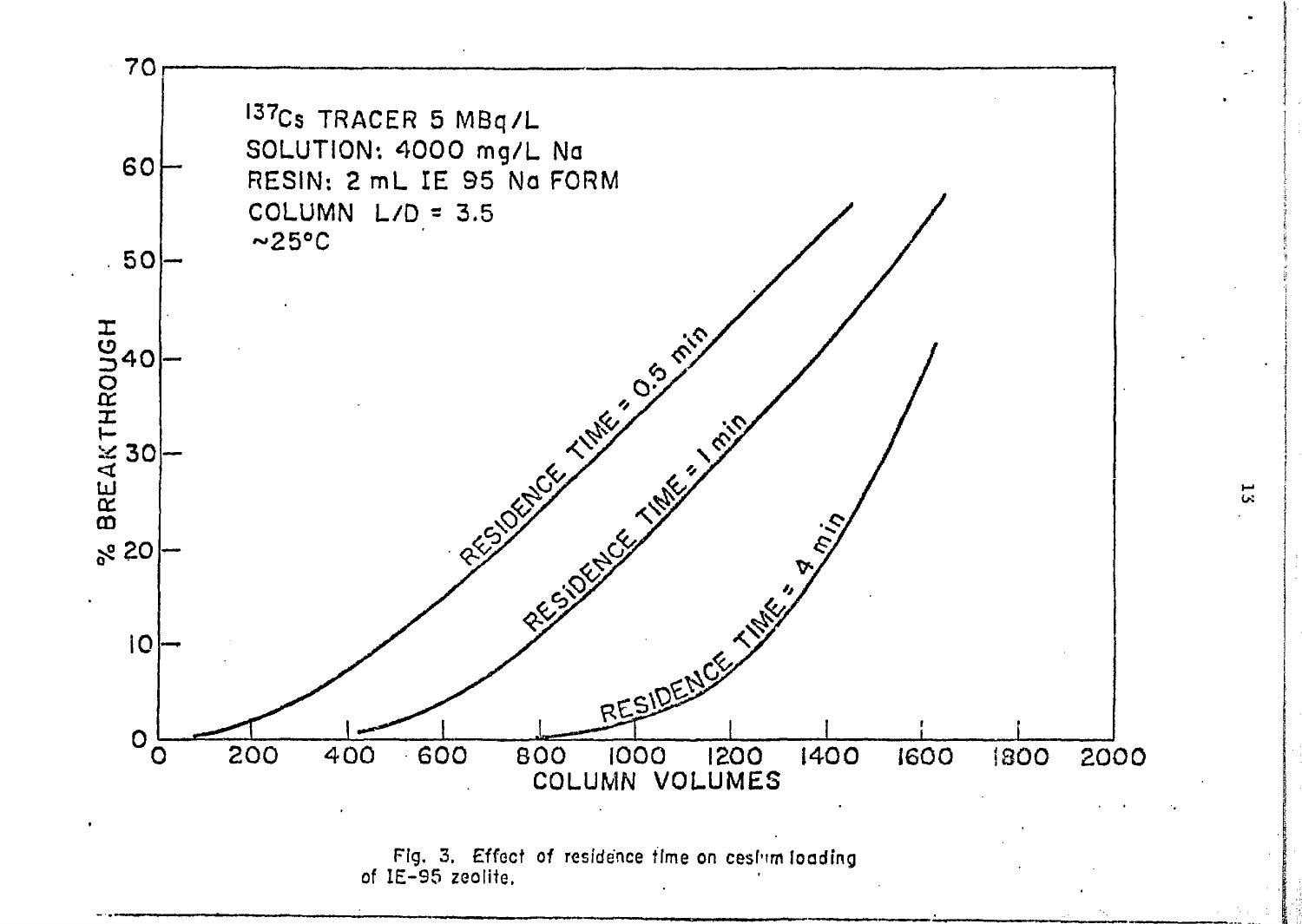Fig. 3. Effect of residence time on cesium loading of IE-95 zeolite.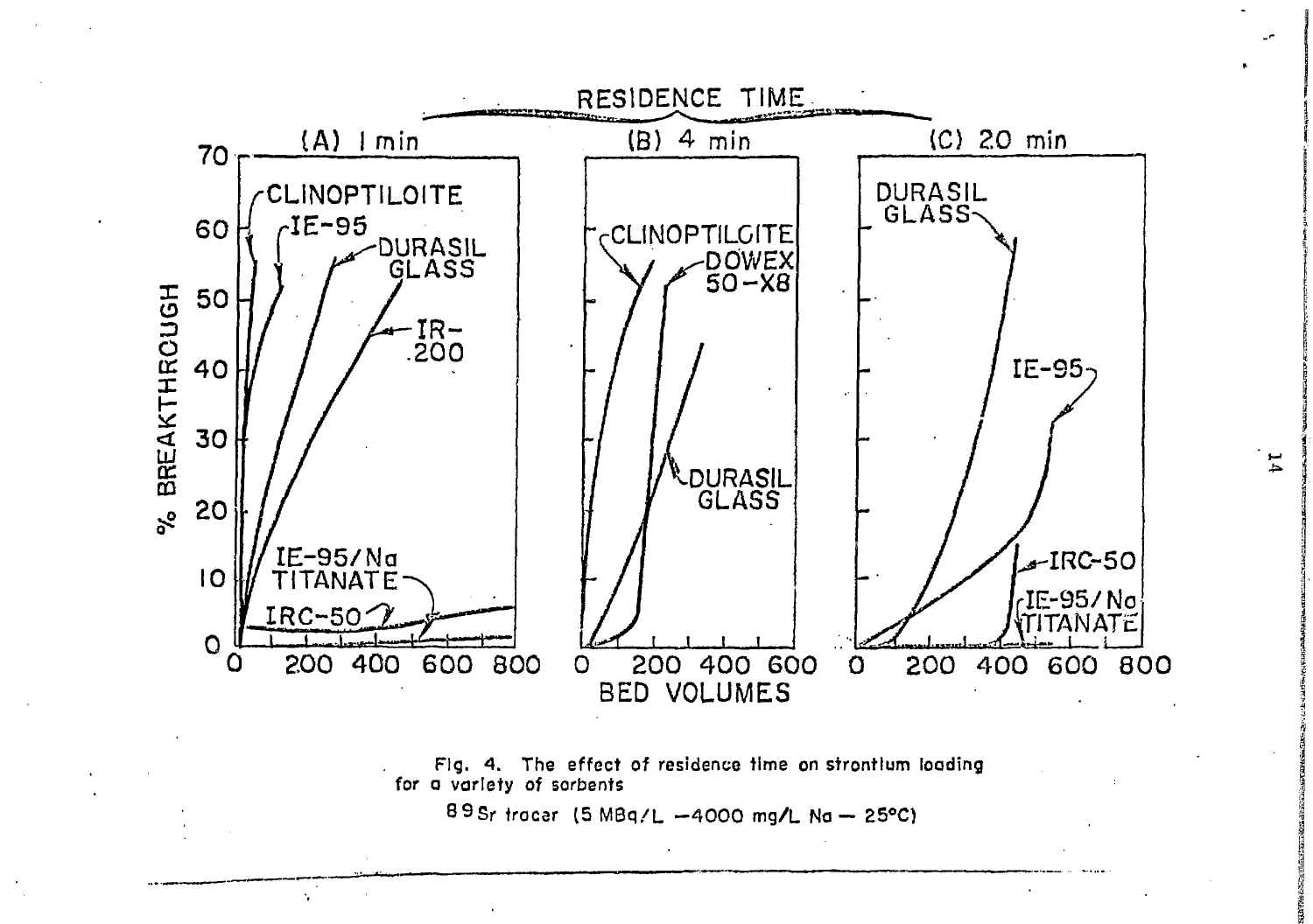Fig. 4. The effect of residence time on strontium loading for a variety of sorbents

$^{89}Sr$ tracer (5 MBq/L —4000 mg/L Na — 25°C)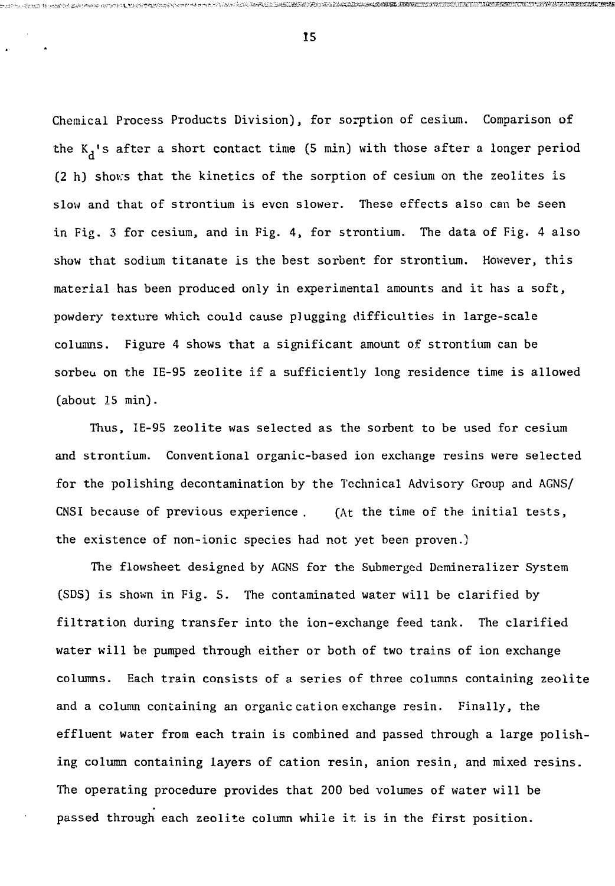Chemical Process Products Division), for sorption of cesium. Comparison of the $K_d$'s after a short contact time (5 min) with those after a longer period (2 h) shows that the kinetics of the sorption of cesium on the zeolites is slow and that of strontium is even slower. These effects also can be seen in Fig. 3 for cesium, and in Fig. 4, for strontium. The data of Fig. 4 also show that sodium titanate is the best sorbent for strontium. However, this material has been produced only in experimental amounts and it has a soft, powdery texture which could cause plugging difficulties in large-scale columns. Figure 4 shows that a significant amount of strontium can be sorbed on the IE-95 zeolite if a sufficiently long residence time is allowed (about 15 min).

Thus, IE-95 zeolite was selected as the sorbent to be used for cesium and strontium. Conventional organic-based ion exchange resins were selected for the polishing decontamination by the Technical Advisory Group and AGNS/CNSI because of previous experience. (At the time of the initial tests, the existence of non-ionic species had not yet been proven.)

The flowsheet designed by AGNS for the Submerged Demineralizer System (SDS) is shown in Fig. 5. The contaminated water will be clarified by filtration during transfer into the ion-exchange feed tank. The clarified water will be pumped through either or both of two trains of ion exchange columns. Each train consists of a series of three columns containing zeolite and a column containing an organic cation exchange resin. Finally, the effluent water from each train is combined and passed through a large polishing column containing layers of cation resin, anion resin, and mixed resins. The operating procedure provides that 200 bed volumes of water will be passed through each zeolite column while it is in the first position.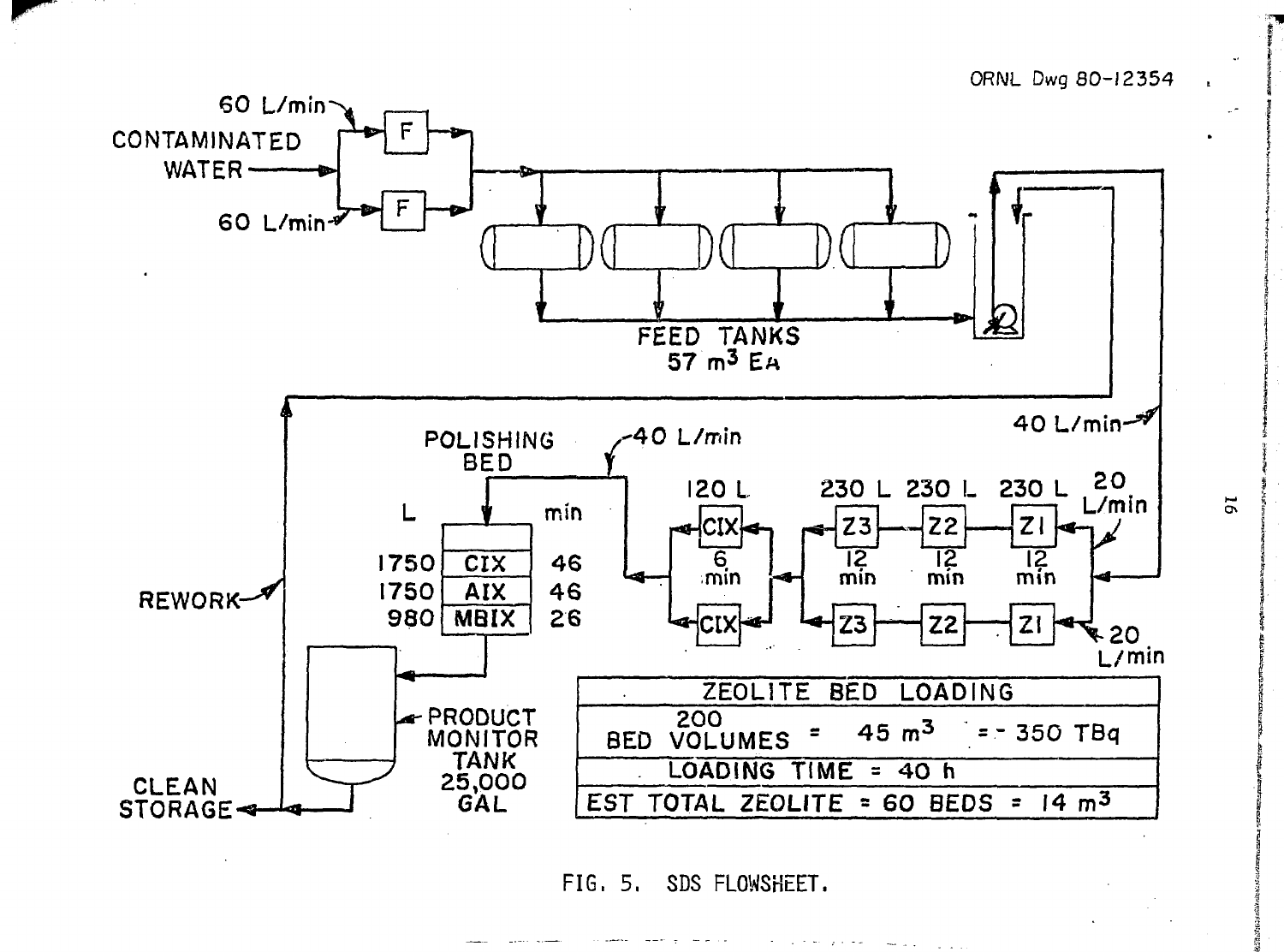ORNL Dwg 80-12354

60 L/min

CONTAMINATED WATER

60 L/min

F

F

FEED TANKS
57 $m^3$ EA

40 L/min

POLISHING BED

-40 L/min

| L | | min |
|---|---|---|
| 1750 | CIX | 46 |
| 1750 | AIX | 46 |
| 980 | MBIX | 26 |

120 L

CIX

6 min

CIX

230 L 230 L 230 L

Z3 Z2 Z1

12 min 12 min 12 min

Z3 Z2 Z1

20 L/min

20 L/min

REWORK

PRODUCT MONITOR TANK 25,000 GAL

CLEAN STORAGE

| ZEOLITE BED LOADING |
|---|
| 200 BED VOLUMES = 45 $m^3$ = ~ 350 TBq |
| LOADING TIME = 40 h |
| EST TOTAL ZEOLITE = 60 BEDS = 14 $m^3$ |

FIG. 5. SDS FLOWSHEET.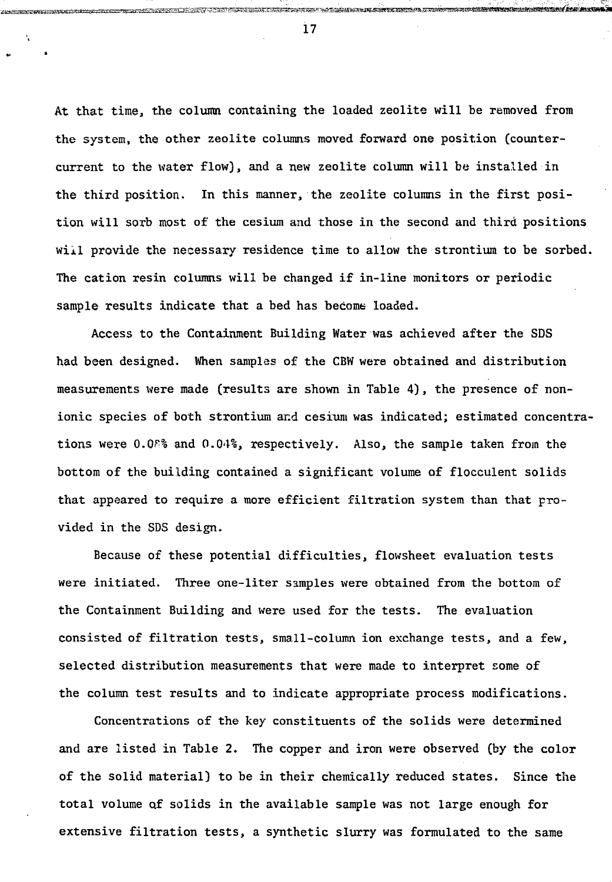At that time, the column containing the loaded zeolite will be removed from the system, the other zeolite columns moved forward one position (countercurrent to the water flow), and a new zeolite column will be installed in the third position. In this manner, the zeolite columns in the first position will sorb most of the cesium and those in the second and third positions will provide the necessary residence time to allow the strontium to be sorbed. The cation resin columns will be changed if in-line monitors or periodic sample results indicate that a bed has become loaded.

Access to the Containment Building Water was achieved after the SDS had been designed. When samples of the CBW were obtained and distribution measurements were made (results are shown in Table 4), the presence of nonionic species of both strontium and cesium was indicated; estimated concentrations were 0.08% and 0.04%, respectively. Also, the sample taken from the bottom of the building contained a significant volume of flocculent solids that appeared to require a more efficient filtration system than that provided in the SDS design.

Because of these potential difficulties, flowsheet evaluation tests were initiated. Three one-liter samples were obtained from the bottom of the Containment Building and were used for the tests. The evaluation consisted of filtration tests, small-column ion exchange tests, and a few, selected distribution measurements that were made to interpret some of the column test results and to indicate appropriate process modifications.

Concentrations of the key constituents of the solids were determined and are listed in Table 2. The copper and iron were observed (by the color of the solid material) to be in their chemically reduced states. Since the total volume of solids in the available sample was not large enough for extensive filtration tests, a synthetic slurry was formulated to the same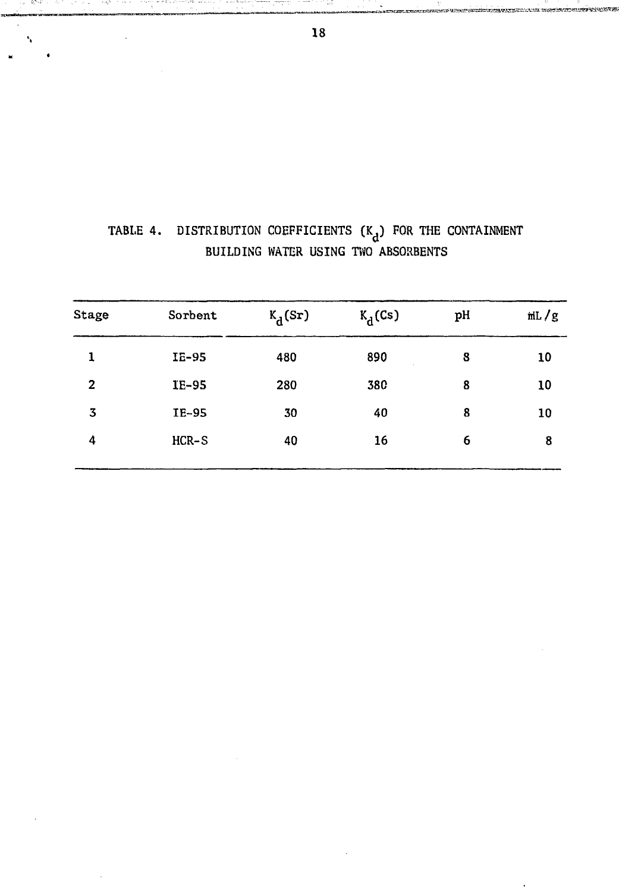TABLE 4. DISTRIBUTION COEFFICIENTS ($K_d$) FOR THE CONTAINMENT BUILDING WATER USING TWO ABSORBENTS

| Stage | Sorbent | $K_d$(Sr) | $K_d$(Cs) | pH | mL/g |
|---|---|---|---|---|---|
| 1 | IE-95 | 480 | 890 | 8 | 10 |
| 2 | IE-95 | 280 | 380 | 8 | 10 |
| 3 | IE-95 | 30 | 40 | 8 | 10 |
| 4 | HCR-S | 40 | 16 | 6 | 8 |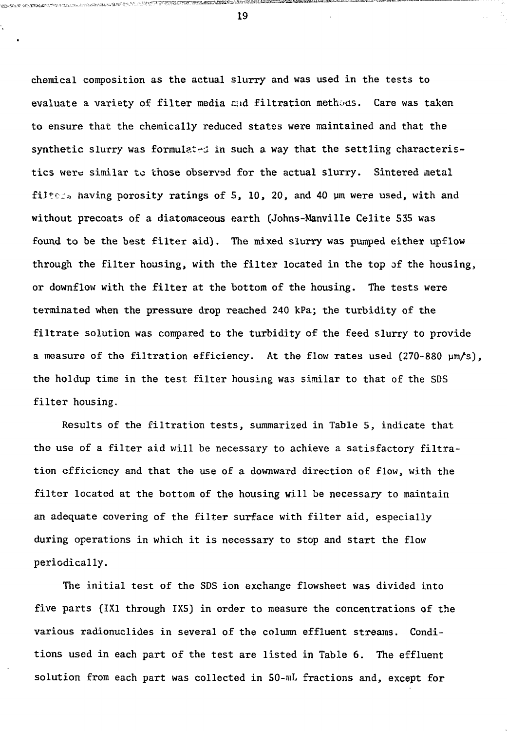chemical composition as the actual slurry and was used in the tests to evaluate a variety of filter media and filtration methods. Care was taken to ensure that the chemically reduced states were maintained and that the synthetic slurry was formulated in such a way that the settling characteristics were similar to those observed for the actual slurry. Sintered metal filters having porosity ratings of 5, 10, 20, and 40 μm were used, with and without precoats of a diatomaceous earth (Johns-Manville Celite 535 was found to be the best filter aid). The mixed slurry was pumped either upflow through the filter housing, with the filter located in the top of the housing, or downflow with the filter at the bottom of the housing. The tests were terminated when the pressure drop reached 240 kPa; the turbidity of the filtrate solution was compared to the turbidity of the feed slurry to provide a measure of the filtration efficiency. At the flow rates used (270-880 μm/s), the holdup time in the test filter housing was similar to that of the SDS filter housing.

Results of the filtration tests, summarized in Table 5, indicate that the use of a filter aid will be necessary to achieve a satisfactory filtration efficiency and that the use of a downward direction of flow, with the filter located at the bottom of the housing will be necessary to maintain an adequate covering of the filter surface with filter aid, especially during operations in which it is necessary to stop and start the flow periodically.

The initial test of the SDS ion exchange flowsheet was divided into five parts (IX1 through IX5) in order to measure the concentrations of the various radionuclides in several of the column effluent streams. Conditions used in each part of the test are listed in Table 6. The effluent solution from each part was collected in 50-mL fractions and, except for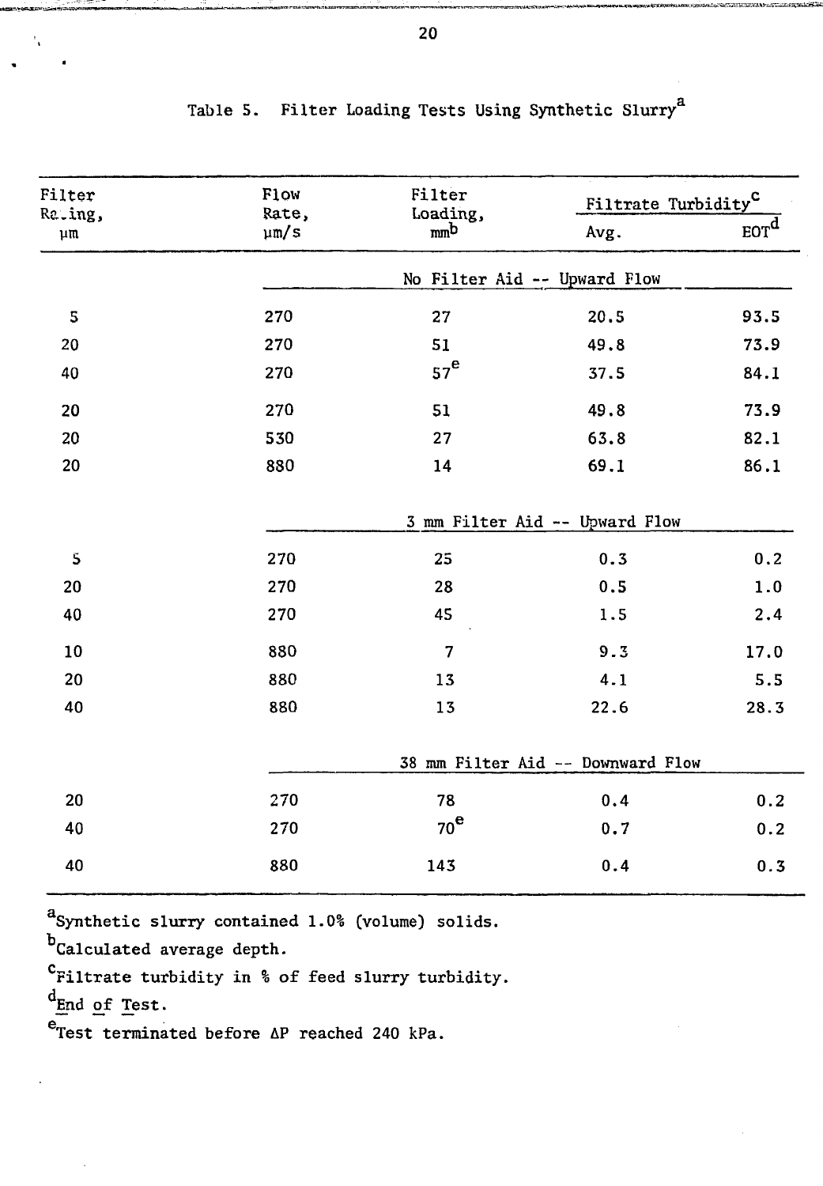Table 5. Filter Loading Tests Using Synthetic Slurry[a]

| Filter Rating, μm | Flow Rate, μm/s | Filter Loading, mm[b] | Filtrate Turbidity[c] Avg. | Filtrate Turbidity[c] EOT[d] |
|---|---|---|---|---|
| | | No Filter Aid -- Upward Flow | | |
| 5 | 270 | 27 | 20.5 | 93.5 |
| 20 | 270 | 51 | 49.8 | 73.9 |
| 40 | 270 | 57[e] | 37.5 | 84.1 |
| 20 | 270 | 51 | 49.8 | 73.9 |
| 20 | 530 | 27 | 63.8 | 82.1 |
| 20 | 880 | 14 | 69.1 | 86.1 |
| | | 3 mm Filter Aid -- Upward Flow | | |
| 5 | 270 | 25 | 0.3 | 0.2 |
| 20 | 270 | 28 | 0.5 | 1.0 |
| 40 | 270 | 45 | 1.5 | 2.4 |
| 10 | 880 | 7 | 9.3 | 17.0 |
| 20 | 880 | 13 | 4.1 | 5.5 |
| 40 | 880 | 13 | 22.6 | 28.3 |
| | | 38 mm Filter Aid -- Downward Flow | | |
| 20 | 270 | 78 | 0.4 | 0.2 |
| 40 | 270 | 70[e] | 0.7 | 0.2 |
| 40 | 880 | 143 | 0.4 | 0.3 |

[a]Synthetic slurry contained 1.0% (volume) solids.

[b]Calculated average depth.

[c]Filtrate turbidity in % of feed slurry turbidity.

[d]End of Test.

[e]Test terminated before $\Delta P$ reached 240 kPa.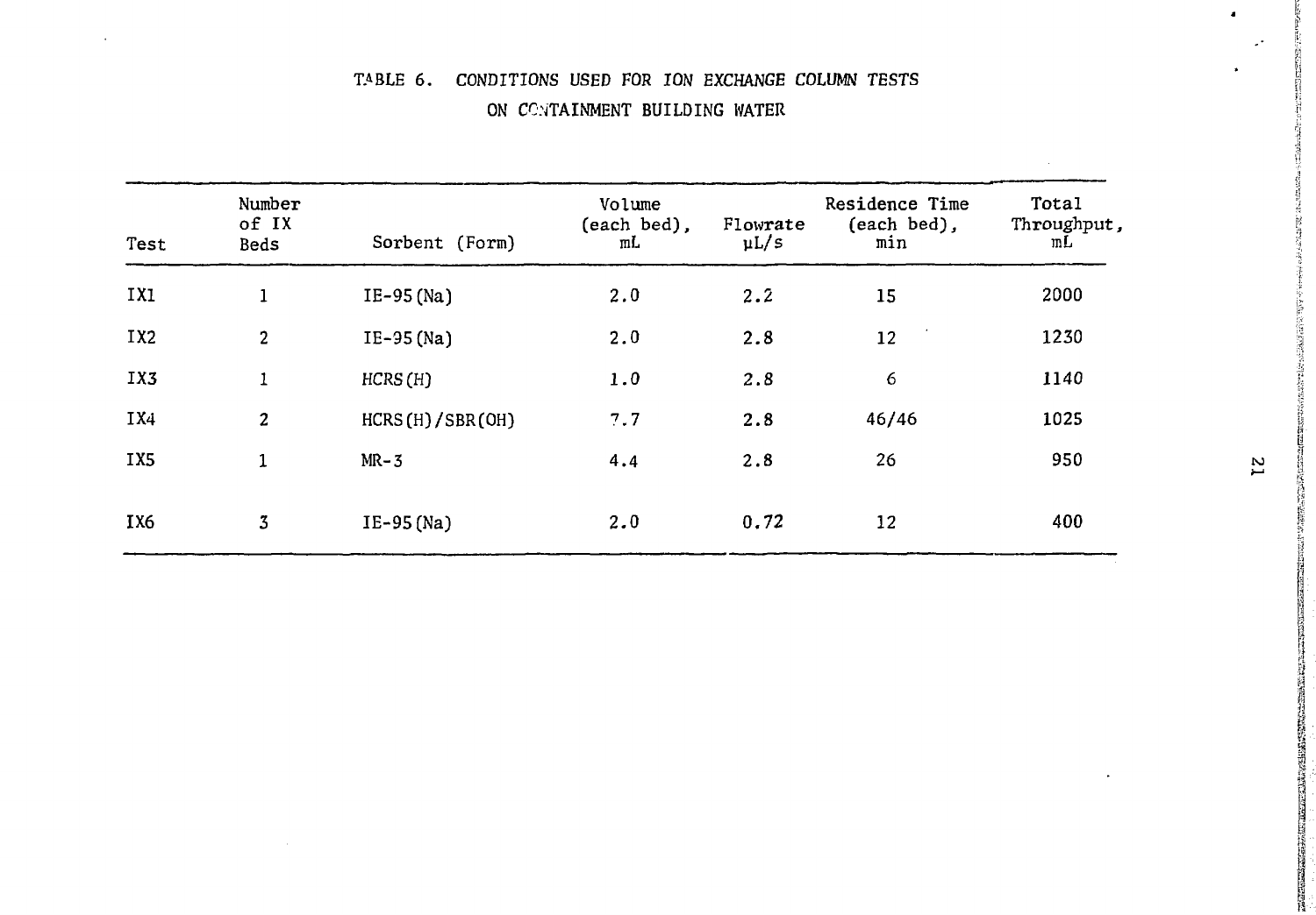TABLE 6. CONDITIONS USED FOR ION EXCHANGE COLUMN TESTS ON CONTAINMENT BUILDING WATER

| Test | Number of IX Beds | Sorbent (Form) | Volume (each bed), mL | Flowrate μL/s | Residence Time (each bed), min | Total Throughput, mL |
|---|---|---|---|---|---|---|
| IX1 | 1 | IE-95(Na) | 2.0 | 2.2 | 15 | 2000 |
| IX2 | 2 | IE-95(Na) | 2.0 | 2.8 | 12 | 1230 |
| IX3 | 1 | HCRS(H) | 1.0 | 2.8 | 6 | 1140 |
| IX4 | 2 | HCRS(H)/SBR(OH) | 7.7 | 2.8 | 46/46 | 1025 |
| IX5 | 1 | MR-3 | 4.4 | 2.8 | 26 | 950 |
| IX6 | 3 | IE-95(Na) | 2.0 | 0.72 | 12 | 400 |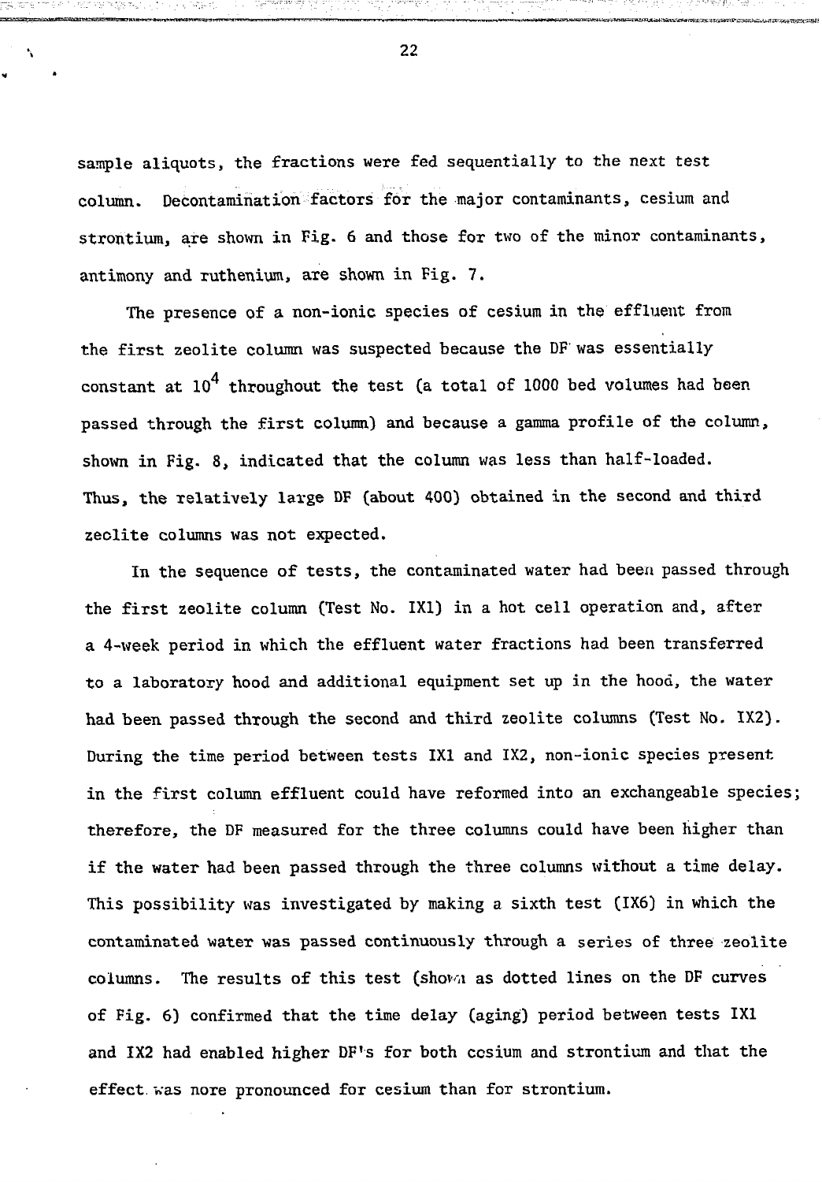sample aliquots, the fractions were fed sequentially to the next test column. Decontamination factors for the major contaminants, cesium and strontium, are shown in Fig. 6 and those for two of the minor contaminants, antimony and ruthenium, are shown in Fig. 7.

The presence of a non-ionic species of cesium in the effluent from the first zeolite column was suspected because the DF was essentially constant at $10^4$ throughout the test (a total of 1000 bed volumes had been passed through the first column) and because a gamma profile of the column, shown in Fig. 8, indicated that the column was less than half-loaded. Thus, the relatively large DF (about 400) obtained in the second and third zeolite columns was not expected.

In the sequence of tests, the contaminated water had been passed through the first zeolite column (Test No. IX1) in a hot cell operation and, after a 4-week period in which the effluent water fractions had been transferred to a laboratory hood and additional equipment set up in the hood, the water had been passed through the second and third zeolite columns (Test No. IX2). During the time period between tests IX1 and IX2, non-ionic species present in the first column effluent could have reformed into an exchangeable species; therefore, the DF measured for the three columns could have been higher than if the water had been passed through the three columns without a time delay. This possibility was investigated by making a sixth test (IX6) in which the contaminated water was passed continuously through a series of three zeolite columns. The results of this test (shown as dotted lines on the DF curves of Fig. 6) confirmed that the time delay (aging) period between tests IX1 and IX2 had enabled higher DF's for both cesium and strontium and that the effect was nore pronounced for cesium than for strontium.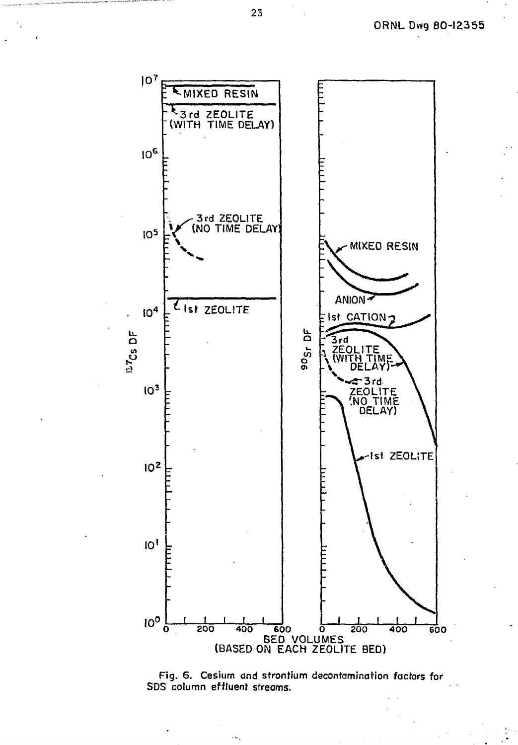ORNL Dwg 80-12355

Fig. 6. Cesium and strontium decontamination factors for SDS column effluent streams.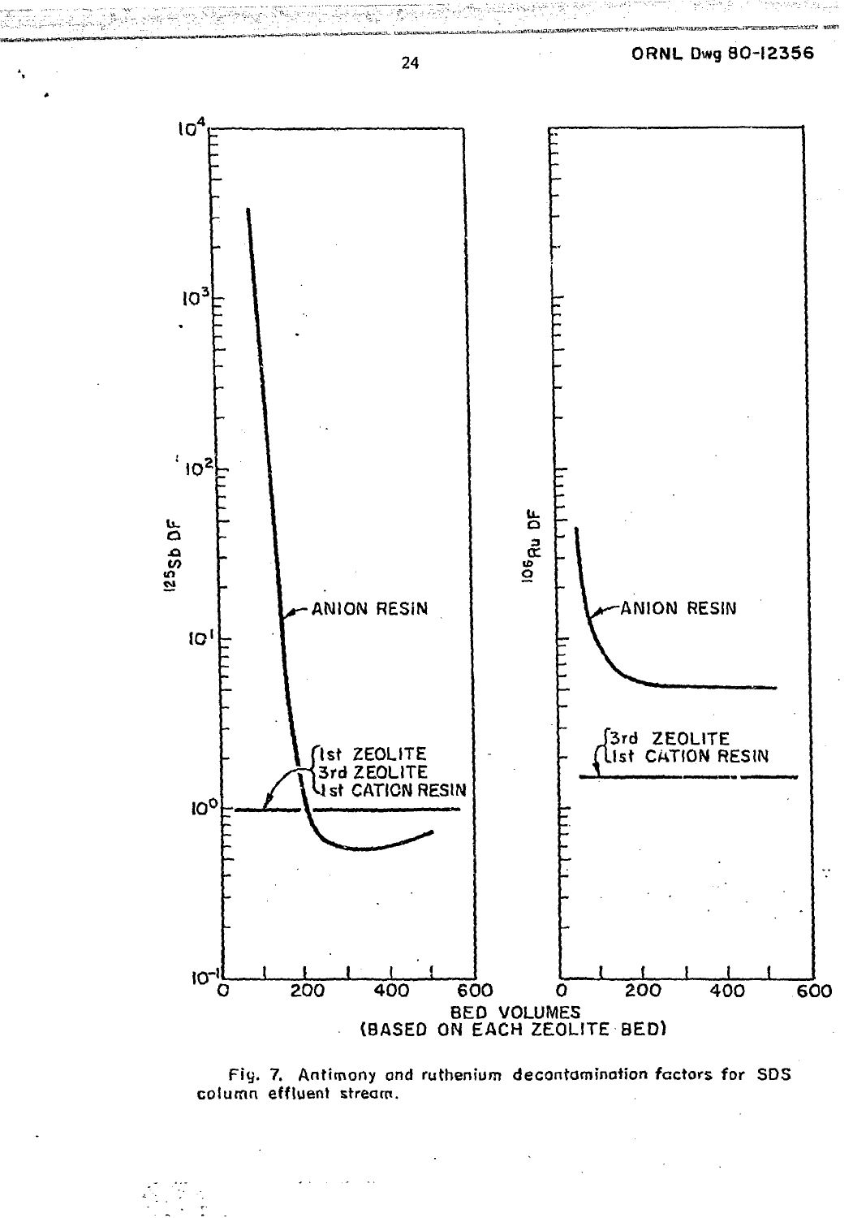ORNL Dwg 80-12356

Fig. 7. Antimony and ruthenium decontamination factors for SDS column effluent stream.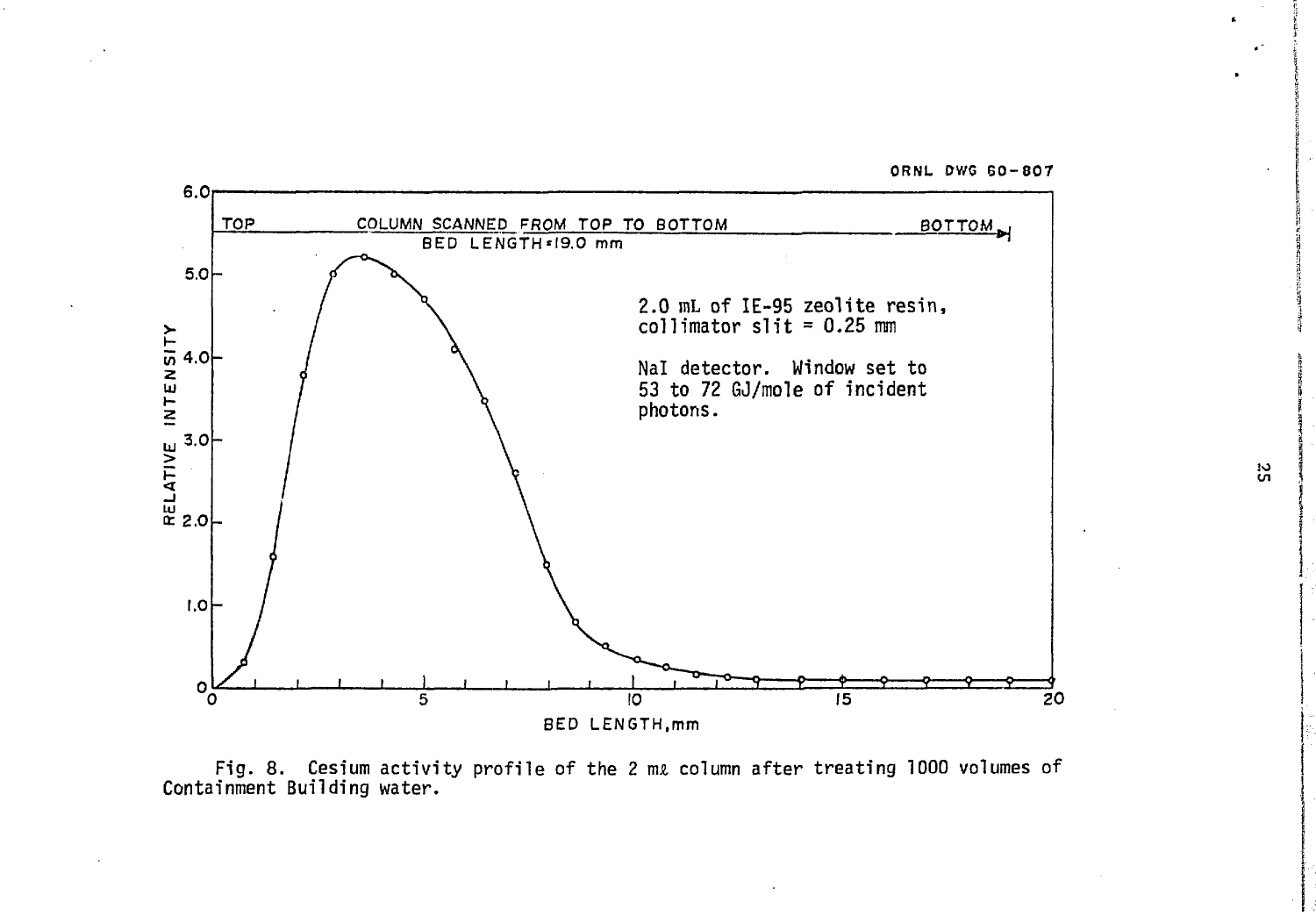ORNL DWG 80-807

TOP — COLUMN SCANNED FROM TOP TO BOTTOM — BOTTOM

BED LENGTH = 19.0 mm

2.0 mL of IE-95 zeolite resin, collimator slit = 0.25 mm

NaI detector. Window set to 53 to 72 GJ/mole of incident photons.

RELATIVE INTENSITY

BED LENGTH, mm

Fig. 8. Cesium activity profile of the 2 mℓ column after treating 1000 volumes of Containment Building water.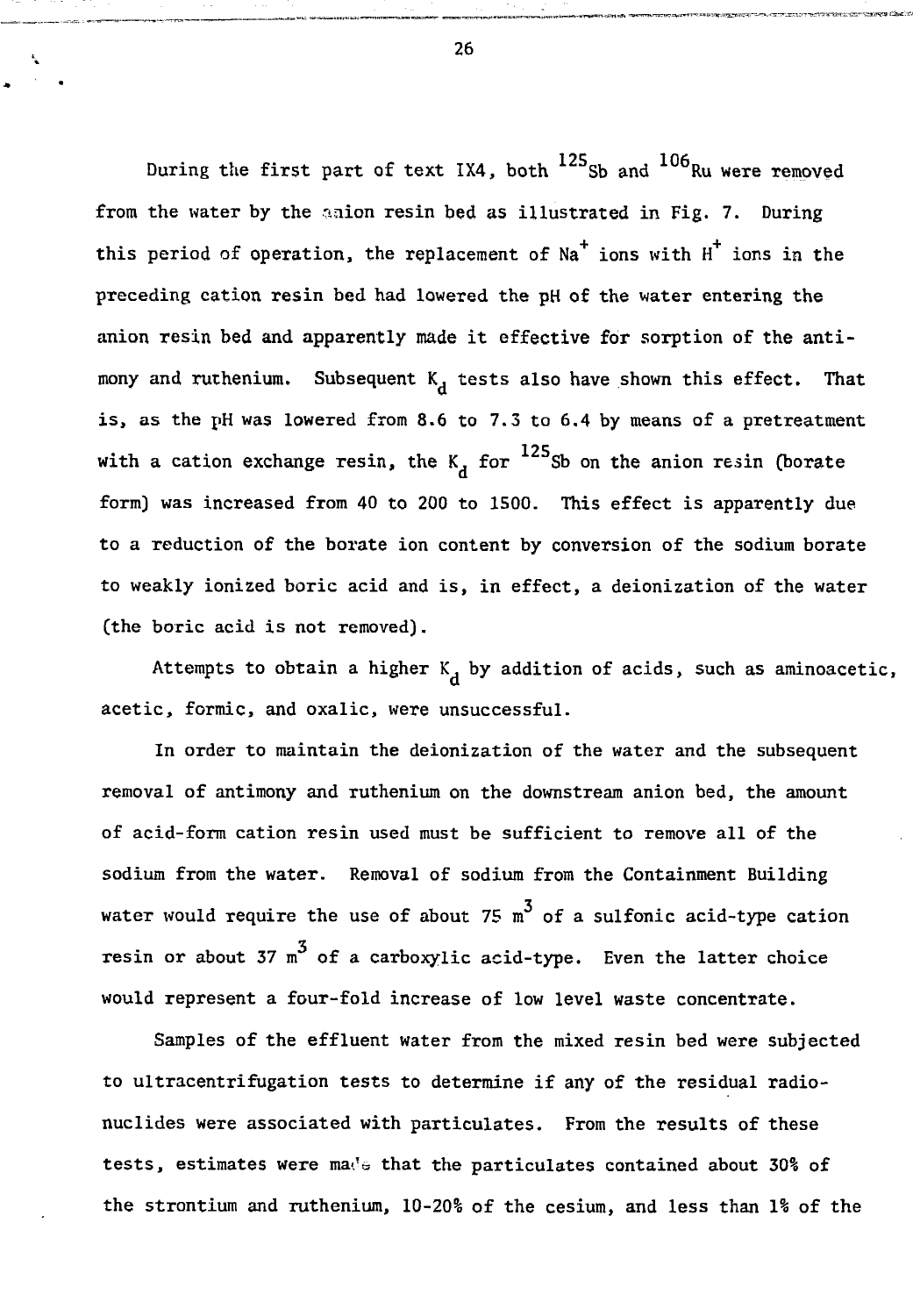During the first part of text IX4, both $^{125}Sb$ and $^{106}Ru$ were removed from the water by the anion resin bed as illustrated in Fig. 7. During this period of operation, the replacement of $Na^+$ ions with $H^+$ ions in the preceding cation resin bed had lowered the pH of the water entering the anion resin bed and apparently made it effective for sorption of the antimony and ruthenium. Subsequent $K_d$ tests also have shown this effect. That is, as the pH was lowered from 8.6 to 7.3 to 6.4 by means of a pretreatment with a cation exchange resin, the $K_d$ for $^{125}Sb$ on the anion resin (borate form) was increased from 40 to 200 to 1500. This effect is apparently due to a reduction of the borate ion content by conversion of the sodium borate to weakly ionized boric acid and is, in effect, a deionization of the water (the boric acid is not removed).

Attempts to obtain a higher $K_d$ by addition of acids, such as aminoacetic, acetic, formic, and oxalic, were unsuccessful.

In order to maintain the deionization of the water and the subsequent removal of antimony and ruthenium on the downstream anion bed, the amount of acid-form cation resin used must be sufficient to remove all of the sodium from the water. Removal of sodium from the Containment Building water would require the use of about 75 $m^3$ of a sulfonic acid-type cation resin or about 37 $m^3$ of a carboxylic acid-type. Even the latter choice would represent a four-fold increase of low level waste concentrate.

Samples of the effluent water from the mixed resin bed were subjected to ultracentrifugation tests to determine if any of the residual radionuclides were associated with particulates. From the results of these tests, estimates were made that the particulates contained about 30% of the strontium and ruthenium, 10-20% of the cesium, and less than 1% of the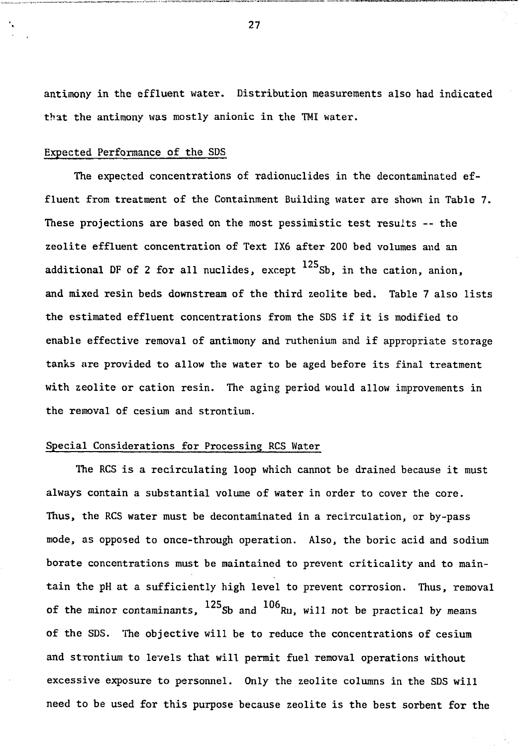antimony in the effluent water. Distribution measurements also had indicated that the antimony was mostly anionic in the TMI water.

## Expected Performance of the SDS

The expected concentrations of radionuclides in the decontaminated effluent from treatment of the Containment Building water are shown in Table 7. These projections are based on the most pessimistic test results -- the zeolite effluent concentration of Text IX6 after 200 bed volumes and an additional DF of 2 for all nuclides, except $^{125}Sb$, in the cation, anion, and mixed resin beds downstream of the third zeolite bed. Table 7 also lists the estimated effluent concentrations from the SDS if it is modified to enable effective removal of antimony and ruthenium and if appropriate storage tanks are provided to allow the water to be aged before its final treatment with zeolite or cation resin. The aging period would allow improvements in the removal of cesium and strontium.

## Special Considerations for Processing RCS Water

The RCS is a recirculating loop which cannot be drained because it must always contain a substantial volume of water in order to cover the core. Thus, the RCS water must be decontaminated in a recirculation, or by-pass mode, as opposed to once-through operation. Also, the boric acid and sodium borate concentrations must be maintained to prevent criticality and to maintain the pH at a sufficiently high level to prevent corrosion. Thus, removal of the minor contaminants, $^{125}Sb$ and $^{106}Ru$, will not be practical by means of the SDS. The objective will be to reduce the concentrations of cesium and strontium to levels that will permit fuel removal operations without excessive exposure to personnel. Only the zeolite columns in the SDS will need to be used for this purpose because zeolite is the best sorbent for the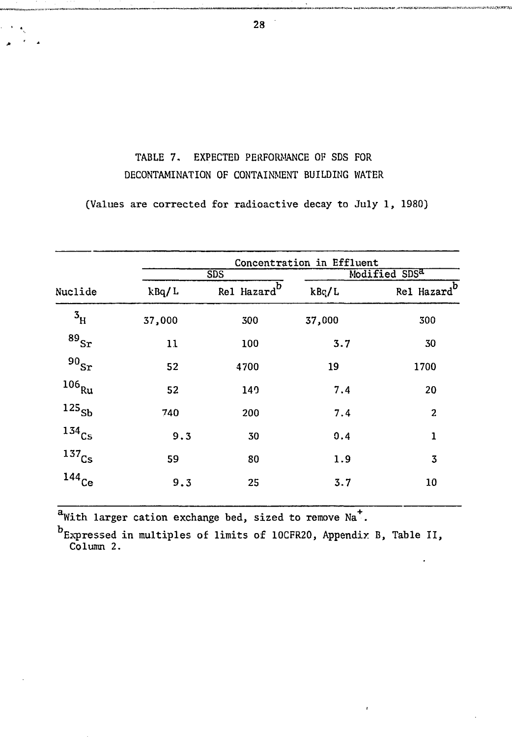TABLE 7. EXPECTED PERFORMANCE OF SDS FOR DECONTAMINATION OF CONTAINMENT BUILDING WATER

(Values are corrected for radioactive decay to July 1, 1980)

| | Concentration in Effluent | | | |
|---|---|---|---|---|
| | SDS | | Modified SDS[a] | |
| Nuclide | kBq/L | Rel Hazard[b] | kBq/L | Rel Hazard[b] |
| $^{3}H$ | 37,000 | 300 | 37,000 | 300 |
| $^{89}Sr$ | 11 | 100 | 3.7 | 30 |
| $^{90}Sr$ | 52 | 4700 | 19 | 1700 |
| $^{106}Ru$ | 52 | 140 | 7.4 | 20 |
| $^{125}Sb$ | 740 | 200 | 7.4 | 2 |
| $^{134}Cs$ | 9.3 | 30 | 0.4 | 1 |
| $^{137}Cs$ | 59 | 80 | 1.9 | 3 |
| $^{144}Ce$ | 9.3 | 25 | 3.7 | 10 |

[a]With larger cation exchange bed, sized to remove $Na^{+}$.

[b]Expressed in multiples of limits of 10CFR20, Appendix B, Table II, Column 2.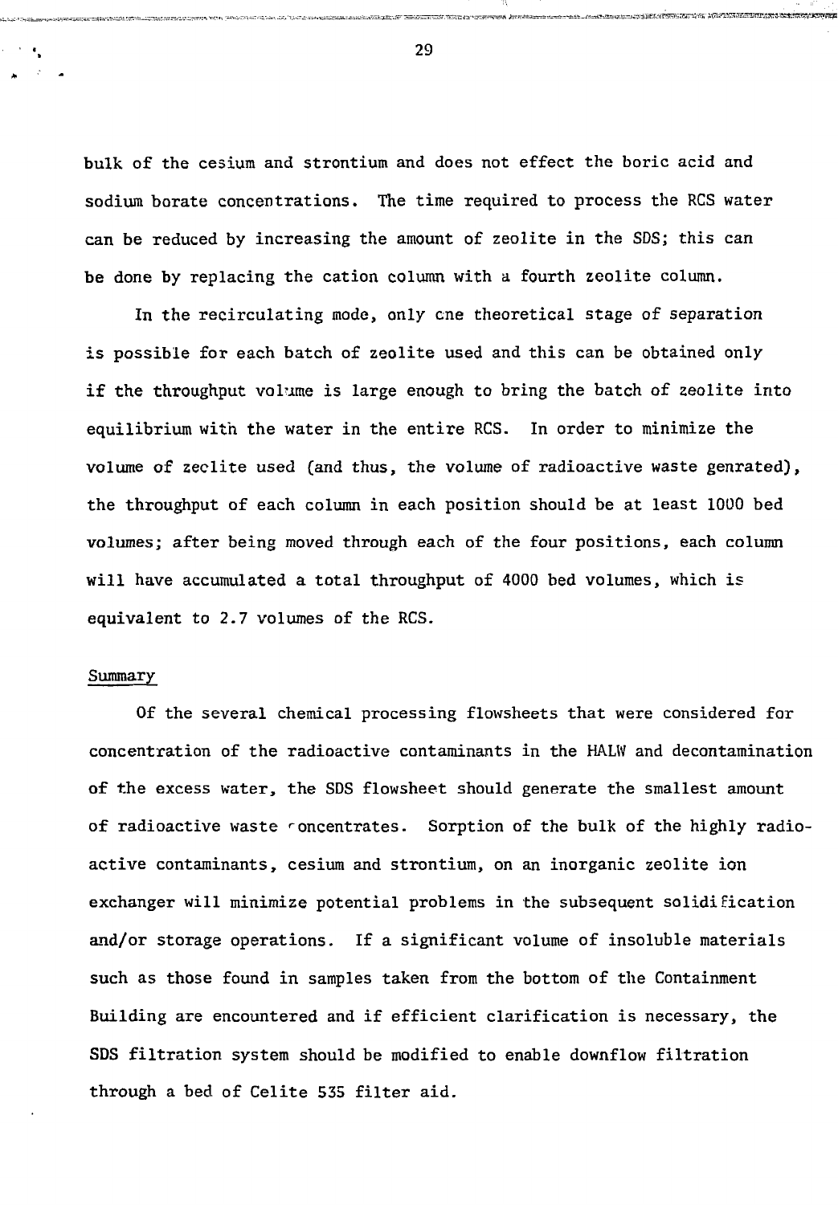bulk of the cesium and strontium and does not effect the boric acid and sodium borate concentrations. The time required to process the RCS water can be reduced by increasing the amount of zeolite in the SDS; this can be done by replacing the cation column with a fourth zeolite column.

In the recirculating mode, only one theoretical stage of separation is possible for each batch of zeolite used and this can be obtained only if the throughput volume is large enough to bring the batch of zeolite into equilibrium with the water in the entire RCS. In order to minimize the volume of zeolite used (and thus, the volume of radioactive waste genrated), the throughput of each column in each position should be at least 1000 bed volumes; after being moved through each of the four positions, each column will have accumulated a total throughput of 4000 bed volumes, which is equivalent to 2.7 volumes of the RCS.

## Summary

Of the several chemical processing flowsheets that were considered for concentration of the radioactive contaminants in the HALW and decontamination of the excess water, the SDS flowsheet should generate the smallest amount of radioactive waste concentrates. Sorption of the bulk of the highly radioactive contaminants, cesium and strontium, on an inorganic zeolite ion exchanger will minimize potential problems in the subsequent solidification and/or storage operations. If a significant volume of insoluble materials such as those found in samples taken from the bottom of the Containment Building are encountered and if efficient clarification is necessary, the SDS filtration system should be modified to enable downflow filtration through a bed of Celite 535 filter aid.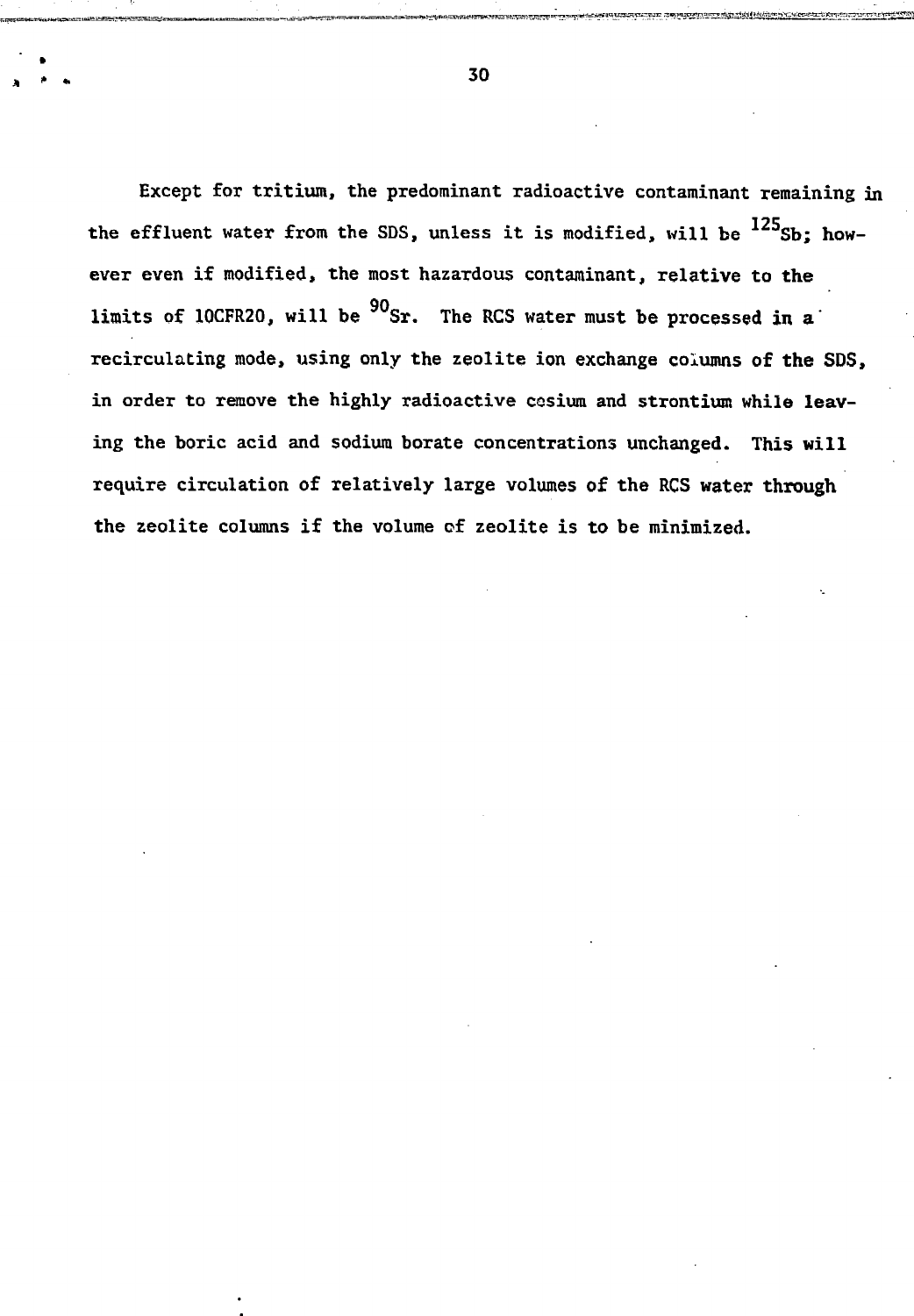Except for tritium, the predominant radioactive contaminant remaining in the effluent water from the SDS, unless it is modified, will be $^{125}$Sb; however even if modified, the most hazardous contaminant, relative to the limits of 10CFR20, will be $^{90}$Sr. The RCS water must be processed in a recirculating mode, using only the zeolite ion exchange columns of the SDS, in order to remove the highly radioactive cesium and strontium while leaving the boric acid and sodium borate concentrations unchanged. This will require circulation of relatively large volumes of the RCS water through the zeolite columns if the volume of zeolite is to be minimized.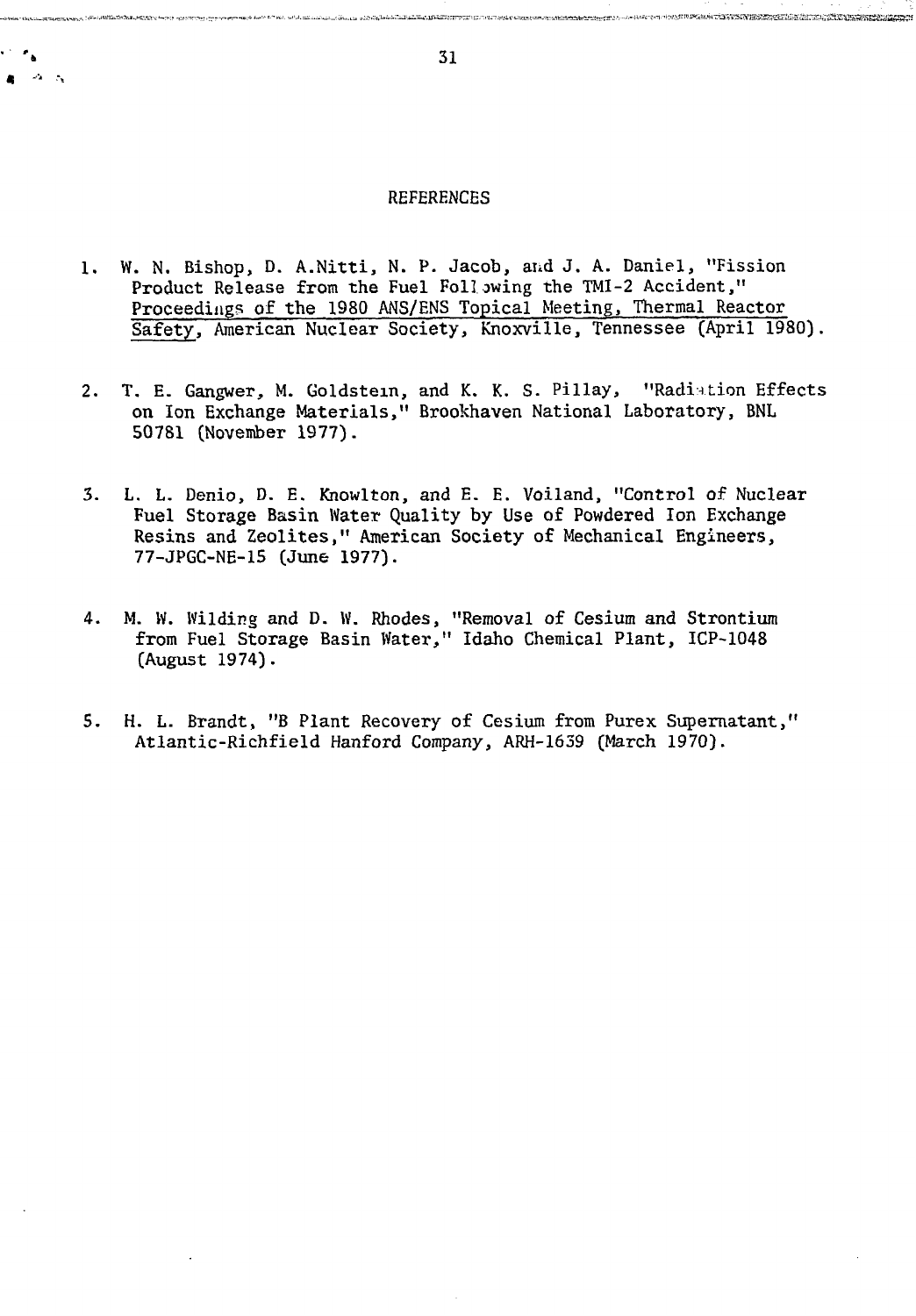# REFERENCES

1. W. N. Bishop, D. A.Nitti, N. P. Jacob, and J. A. Daniel, "Fission Product Release from the Fuel Following the TMI-2 Accident," Proceedings of the 1980 ANS/ENS Topical Meeting, Thermal Reactor Safety, American Nuclear Society, Knoxville, Tennessee (April 1980).

2. T. E. Gangwer, M. Goldstein, and K. K. S. Pillay, "Radiation Effects on Ion Exchange Materials," Brookhaven National Laboratory, BNL 50781 (November 1977).

3. L. L. Denio, D. E. Knowlton, and E. E. Voiland, "Control of Nuclear Fuel Storage Basin Water Quality by Use of Powdered Ion Exchange Resins and Zeolites," American Society of Mechanical Engineers, 77-JPGC-NE-15 (June 1977).

4. M. W. Wilding and D. W. Rhodes, "Removal of Cesium and Strontium from Fuel Storage Basin Water," Idaho Chemical Plant, ICP-1048 (August 1974).

5. H. L. Brandt, "B Plant Recovery of Cesium from Purex Supernatant," Atlantic-Richfield Hanford Company, ARH-1639 (March 1970).